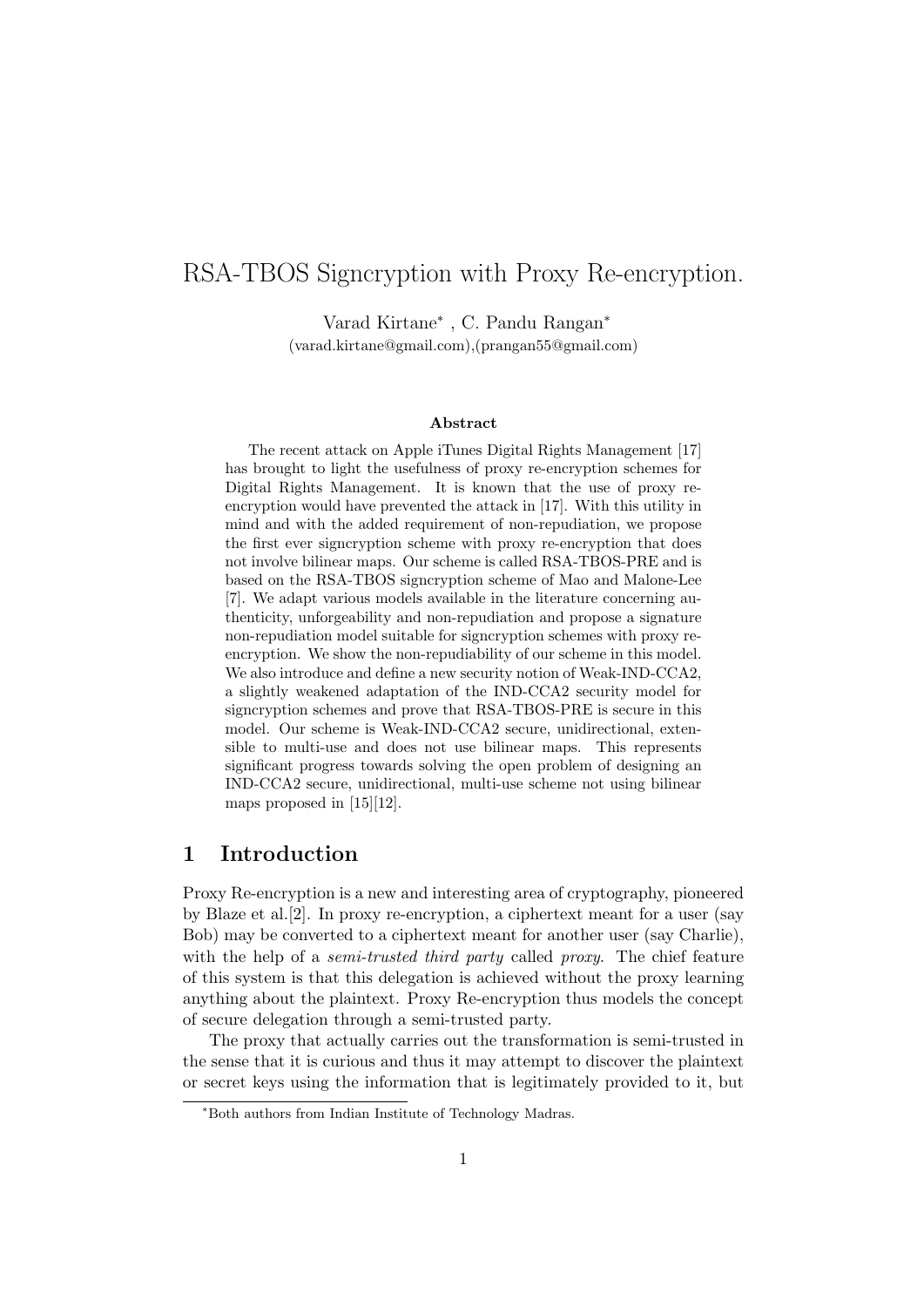# RSA-TBOS Signcryption with Proxy Re-encryption.

Varad Kirtane* , C. Pandu Rangan*

(varad.kirtane@gmail.com),(prangan55@gmail.com)

### Abstract

The recent attack on Apple iTunes Digital Rights Management [17] has brought to light the usefulness of proxy re-encryption schemes for Digital Rights Management. It is known that the use of proxy re-encryption would have prevented the attack in [17]. With this utility in mind and with the added requirement of non-repudiation, we propose the first ever signcryption scheme with proxy re-encryption that does not involve bilinear maps. Our scheme is called RSA-TBOS-PRE and is based on the RSA-TBOS signcryption scheme of Mao and Malone-Lee [7]. We adapt various models available in the literature concerning authenticity, unforgeability and non-repudiation and propose a signature non-repudiation model suitable for signcryption schemes with proxy re-encryption. We show the non-repudiability of our scheme in this model. We also introduce and define a new security notion of Weak-IND-CCA2, a slightly weakened adaptation of the IND-CCA2 security model for signcryption schemes and prove that RSA-TBOS-PRE is secure in this model. Our scheme is Weak-IND-CCA2 secure, unidirectional, extensible to multi-use and does not use bilinear maps. This represents significant progress towards solving the open problem of designing an IND-CCA2 secure, unidirectional, multi-use scheme not using bilinear maps proposed in [15][12].

## 1 Introduction

Proxy Re-encryption is a new and interesting area of cryptography, pioneered by Blaze et al.[2]. In proxy re-encryption, a ciphertext meant for a user (say Bob) may be converted to a ciphertext meant for another user (say Charlie), with the help of a *semi-trusted third party* called *proxy*. The chief feature of this system is that this delegation is achieved without the proxy learning anything about the plaintext. Proxy Re-encryption thus models the concept of secure delegation through a semi-trusted party.

The proxy that actually carries out the transformation is semi-trusted in the sense that it is curious and thus it may attempt to discover the plaintext or secret keys using the information that is legitimately provided to it, but

*Both authors from Indian Institute of Technology Madras.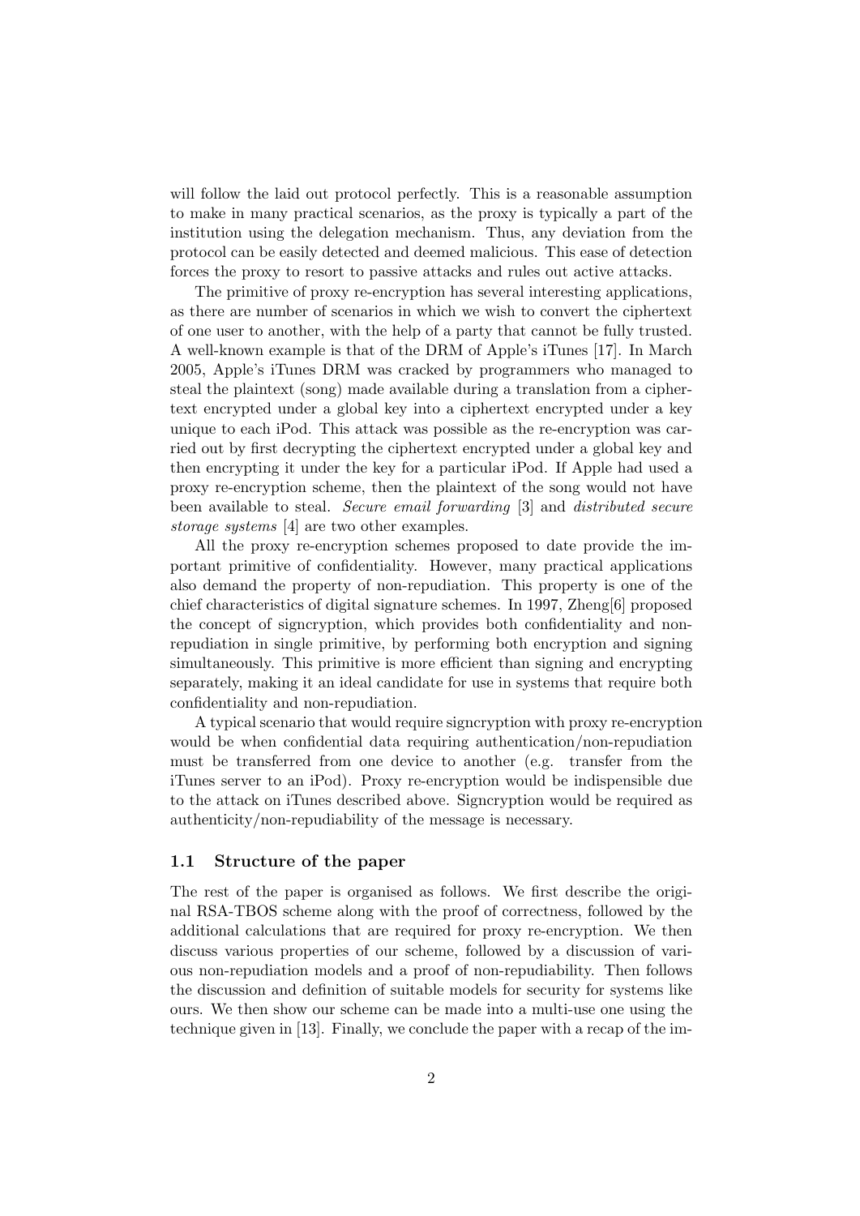will follow the laid out protocol perfectly. This is a reasonable assumption to make in many practical scenarios, as the proxy is typically a part of the institution using the delegation mechanism. Thus, any deviation from the protocol can be easily detected and deemed malicious. This ease of detection forces the proxy to resort to passive attacks and rules out active attacks.

The primitive of proxy re-encryption has several interesting applications, as there are number of scenarios in which we wish to convert the ciphertext of one user to another, with the help of a party that cannot be fully trusted. A well-known example is that of the DRM of Apple's iTunes [17]. In March 2005, Apple's iTunes DRM was cracked by programmers who managed to steal the plaintext (song) made available during a translation from a ciphertext encrypted under a global key into a ciphertext encrypted under a key unique to each iPod. This attack was possible as the re-encryption was carried out by first decrypting the ciphertext encrypted under a global key and then encrypting it under the key for a particular iPod. If Apple had used a proxy re-encryption scheme, then the plaintext of the song would not have been available to steal. *Secure email forwarding* [3] and *distributed secure storage systems* [4] are two other examples.

All the proxy re-encryption schemes proposed to date provide the important primitive of confidentiality. However, many practical applications also demand the property of non-repudiation. This property is one of the chief characteristics of digital signature schemes. In 1997, Zheng[6] proposed the concept of signcryption, which provides both confidentiality and non-repudiation in single primitive, by performing both encryption and signing simultaneously. This primitive is more efficient than signing and encrypting separately, making it an ideal candidate for use in systems that require both confidentiality and non-repudiation.

A typical scenario that would require signcryption with proxy re-encryption would be when confidential data requiring authentication/non-repudiation must be transferred from one device to another (e.g. transfer from the iTunes server to an iPod). Proxy re-encryption would be indispensible due to the attack on iTunes described above. Signcryption would be required as authenticity/non-repudiability of the message is necessary.

### 1.1 Structure of the paper

The rest of the paper is organised as follows. We first describe the original RSA-TBOS scheme along with the proof of correctness, followed by the additional calculations that are required for proxy re-encryption. We then discuss various properties of our scheme, followed by a discussion of various non-repudiation models and a proof of non-repudiability. Then follows the discussion and definition of suitable models for security for systems like ours. We then show our scheme can be made into a multi-use one using the technique given in [13]. Finally, we conclude the paper with a recap of the im-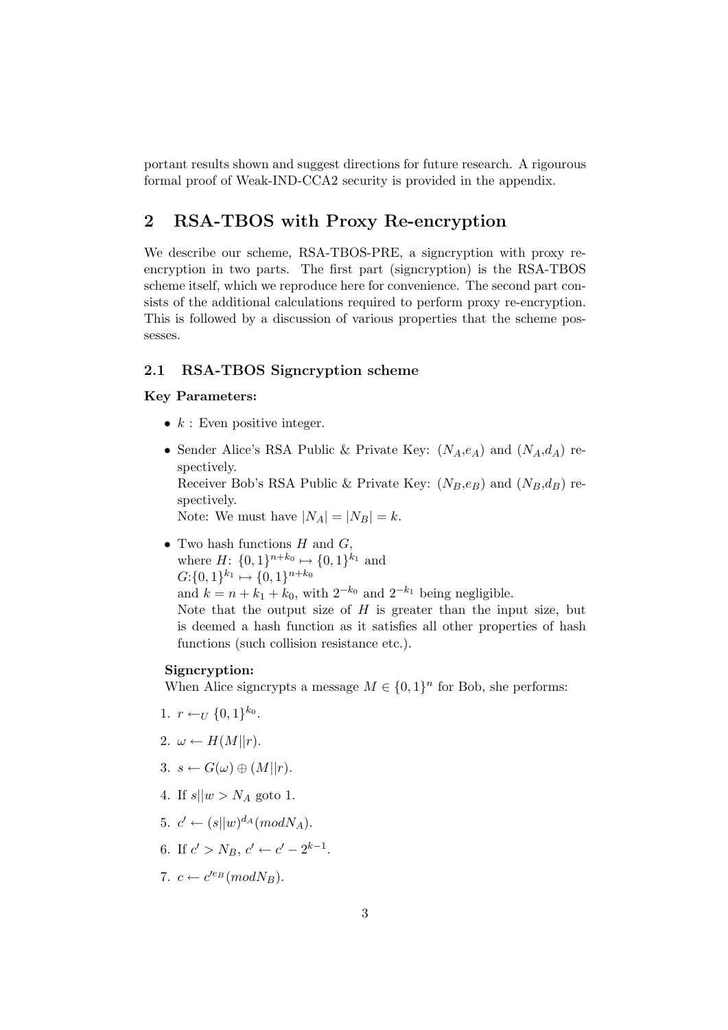portant results shown and suggest directions for future research. A rigourous formal proof of Weak-IND-CCA2 security is provided in the appendix.

## 2 RSA-TBOS with Proxy Re-encryption

We describe our scheme, RSA-TBOS-PRE, a signcryption with proxy re-encryption in two parts. The first part (signcryption) is the RSA-TBOS scheme itself, which we reproduce here for convenience. The second part consists of the additional calculations required to perform proxy re-encryption. This is followed by a discussion of various properties that the scheme possesses.

### 2.1 RSA-TBOS Signcryption scheme

**Key Parameters:**

- $k$ : Even positive integer.
- Sender Alice's RSA Public & Private Key: ($N_A$,$e_A$) and ($N_A$,$d_A$) respectively.
  Receiver Bob's RSA Public & Private Key: ($N_B$,$e_B$) and ($N_B$,$d_B$) respectively.
  Note: We must have $|N_A| = |N_B| = k$.
- Two hash functions $H$ and $G$,
  where $H$: $\{0,1\}^{n+k_0} \mapsto \{0,1\}^{k_1}$ and
  $G$:$\{0,1\}^{k_1} \mapsto \{0,1\}^{n+k_0}$
  and $k = n + k_1 + k_0$, with $2^{-k_0}$ and $2^{-k_1}$ being negligible.
  Note that the output size of $H$ is greater than the input size, but is deemed a hash function as it satisfies all other properties of hash functions (such collision resistance etc.).

**Signcryption:**
When Alice signcrypts a message $M \in \{0,1\}^n$ for Bob, she performs:

1. $r \leftarrow_U \{0,1\}^{k_0}$.
2. $\omega \leftarrow H(M||r)$.
3. $s \leftarrow G(\omega) \oplus (M||r)$.
4. If $s||w > N_A$ goto 1.
5. $c' \leftarrow (s||w)^{d_A}(modN_A)$.
6. If $c' > N_B$, $c' \leftarrow c' - 2^{k-1}$.
7. $c \leftarrow c'^{e_B}(modN_B)$.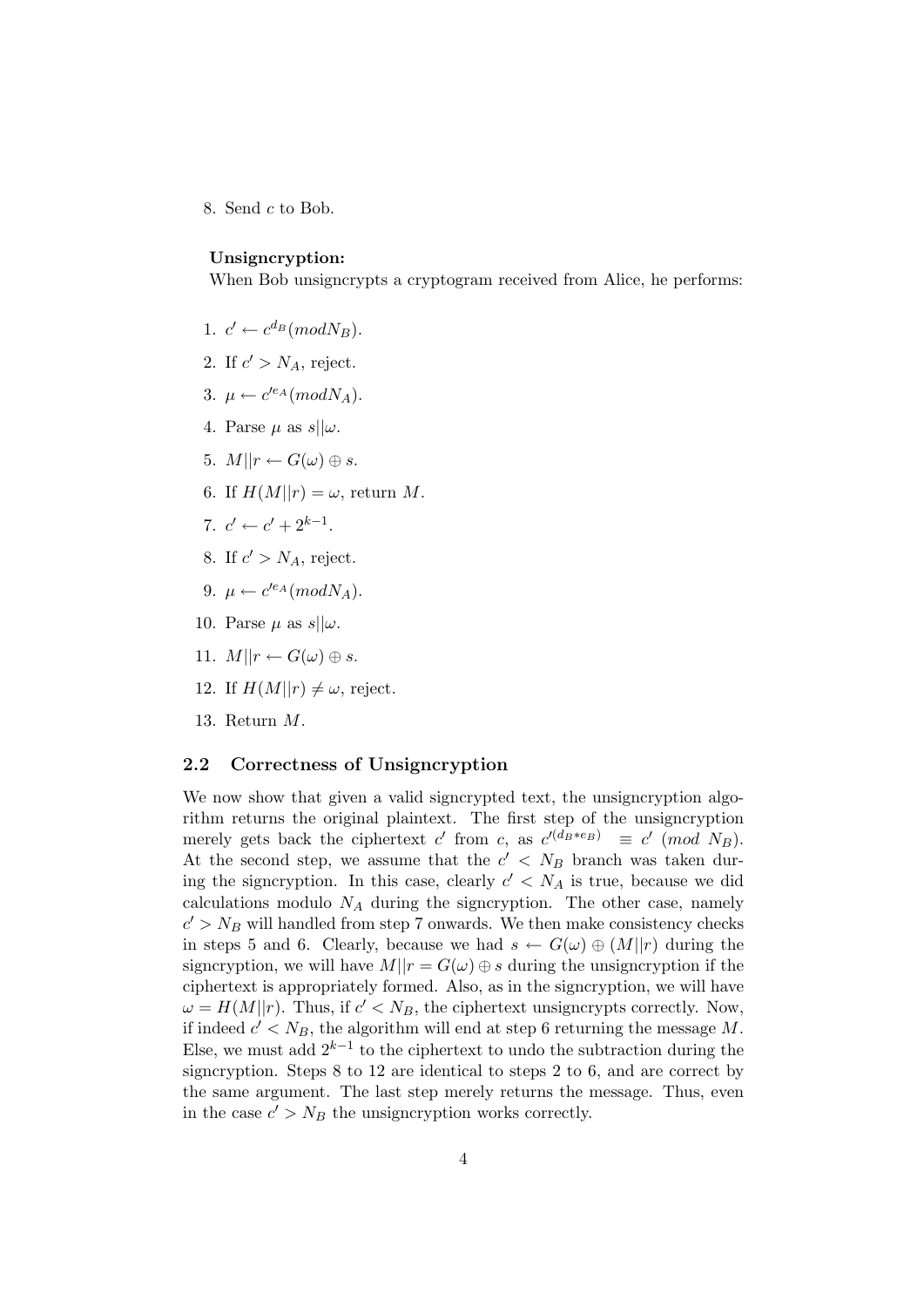8. Send $c$ to Bob.

**Unsigncryption:**

When Bob unsigncrypts a cryptogram received from Alice, he performs:

1. $c' \leftarrow c^{d_B}(mod N_B)$.
2. If $c' > N_A$, reject.
3. $\mu \leftarrow c'^{e_A}(mod N_A)$.
4. Parse $\mu$ as $s||\omega$.
5. $M||r \leftarrow G(\omega) \oplus s$.
6. If $H(M||r) = \omega$, return $M$.
7. $c' \leftarrow c' + 2^{k-1}$.
8. If $c' > N_A$, reject.
9. $\mu \leftarrow c'^{e_A}(mod N_A)$.
10. Parse $\mu$ as $s||\omega$.
11. $M||r \leftarrow G(\omega) \oplus s$.
12. If $H(M||r) \neq \omega$, reject.
13. Return $M$.

## 2.2 Correctness of Unsigncryption

We now show that given a valid signcrypted text, the unsigncryption algorithm returns the original plaintext. The first step of the unsigncryption merely gets back the ciphertext $c'$ from $c$, as $c'^{(d_B * e_B)} \equiv c' \ (mod\ N_B)$. At the second step, we assume that the $c' < N_B$ branch was taken during the signcryption. In this case, clearly $c' < N_A$ is true, because we did calculations modulo $N_A$ during the signcryption. The other case, namely $c' > N_B$ will handled from step 7 onwards. We then make consistency checks in steps 5 and 6. Clearly, because we had $s \leftarrow G(\omega) \oplus (M||r)$ during the signcryption, we will have $M||r = G(\omega) \oplus s$ during the unsigncryption if the ciphertext is appropriately formed. Also, as in the signcryption, we will have $\omega = H(M||r)$. Thus, if $c' < N_B$, the ciphertext unsigncrypts correctly. Now, if indeed $c' < N_B$, the algorithm will end at step 6 returning the message $M$. Else, we must add $2^{k-1}$ to the ciphertext to undo the subtraction during the signcryption. Steps 8 to 12 are identical to steps 2 to 6, and are correct by the same argument. The last step merely returns the message. Thus, even in the case $c' > N_B$ the unsigncryption works correctly.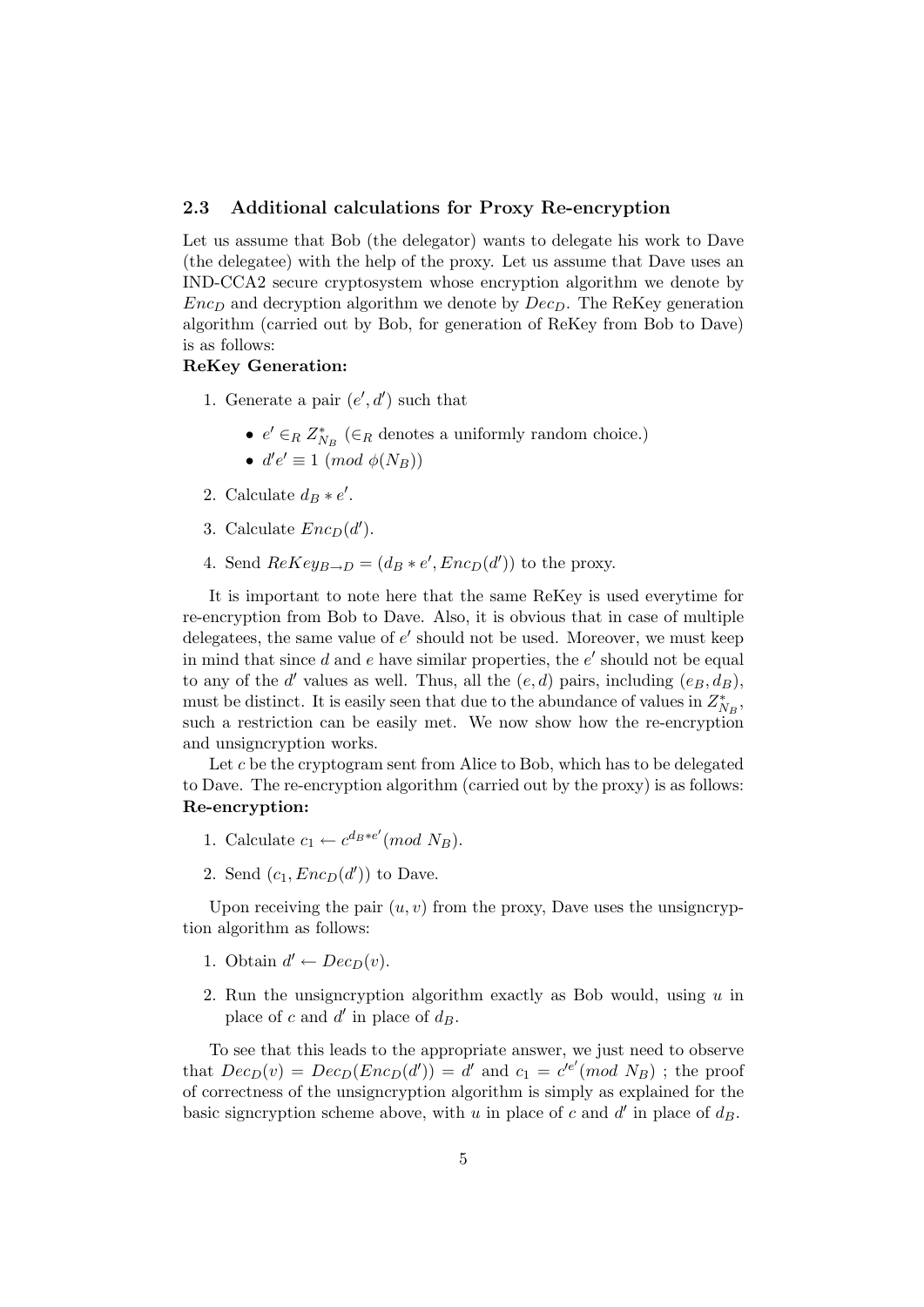### 2.3 Additional calculations for Proxy Re-encryption

Let us assume that Bob (the delegator) wants to delegate his work to Dave (the delegatee) with the help of the proxy. Let us assume that Dave uses an IND-CCA2 secure cryptosystem whose encryption algorithm we denote by $Enc_D$ and decryption algorithm we denote by $Dec_D$. The ReKey generation algorithm (carried out by Bob, for generation of ReKey from Bob to Dave) is as follows:

**ReKey Generation:**

1. Generate a pair $(e', d')$ such that
   - $e' \in_R Z^*_{N_B}$ ($\in_R$ denotes a uniformly random choice.)
   - $d'e' \equiv 1 \ (mod \ \phi(N_B))$
2. Calculate $d_B * e'$.
3. Calculate $Enc_D(d')$.
4. Send $ReKey_{B \to D} = (d_B * e', Enc_D(d'))$ to the proxy.

It is important to note here that the same ReKey is used everytime for re-encryption from Bob to Dave. Also, it is obvious that in case of multiple delegatees, the same value of $e'$ should not be used. Moreover, we must keep in mind that since $d$ and $e$ have similar properties, the $e'$ should not be equal to any of the $d'$ values as well. Thus, all the $(e, d)$ pairs, including $(e_B, d_B)$, must be distinct. It is easily seen that due to the abundance of values in $Z^*_{N_B}$, such a restriction can be easily met. We now show how the re-encryption and unsigncryption works.

Let $c$ be the cryptogram sent from Alice to Bob, which has to be delegated to Dave. The re-encryption algorithm (carried out by the proxy) is as follows:

**Re-encryption:**

1. Calculate $c_1 \leftarrow c^{d_B * e'} (mod \ N_B)$.
2. Send $(c_1, Enc_D(d'))$ to Dave.

Upon receiving the pair $(u, v)$ from the proxy, Dave uses the unsigncryption algorithm as follows:

1. Obtain $d' \leftarrow Dec_D(v)$.
2. Run the unsigncryption algorithm exactly as Bob would, using $u$ in place of $c$ and $d'$ in place of $d_B$.

To see that this leads to the appropriate answer, we just need to observe that $Dec_D(v) = Dec_D(Enc_D(d')) = d'$ and $c_1 = c'^{e'} (mod \ N_B)$ ; the proof of correctness of the unsigncryption algorithm is simply as explained for the basic signcryption scheme above, with $u$ in place of $c$ and $d'$ in place of $d_B$.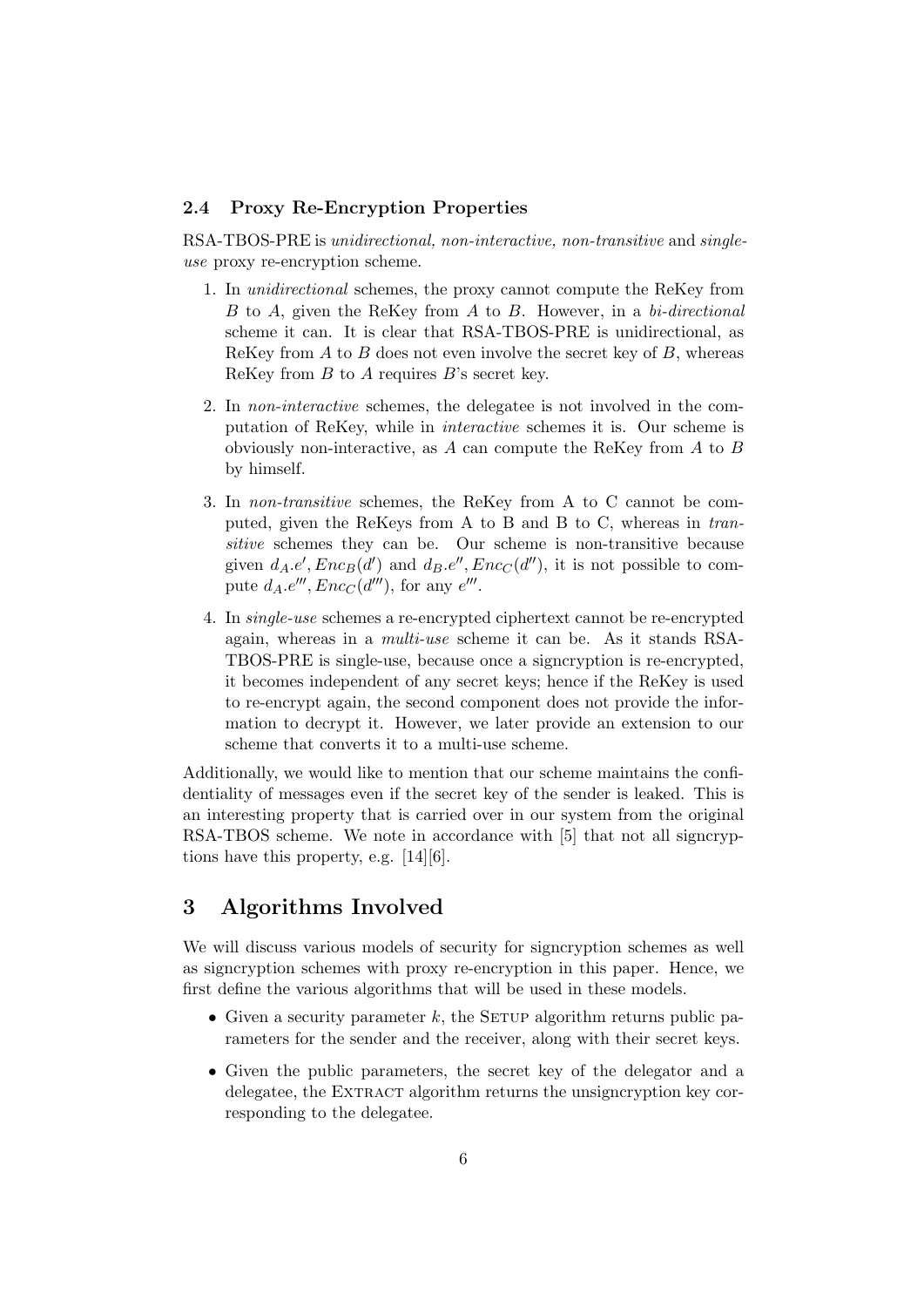### 2.4 Proxy Re-Encryption Properties

RSA-TBOS-PRE is *unidirectional, non-interactive, non-transitive* and *single-use* proxy re-encryption scheme.

1. In *unidirectional* schemes, the proxy cannot compute the ReKey from $B$ to $A$, given the ReKey from $A$ to $B$. However, in a *bi-directional* scheme it can. It is clear that RSA-TBOS-PRE is unidirectional, as ReKey from $A$ to $B$ does not even involve the secret key of $B$, whereas ReKey from $B$ to $A$ requires $B$'s secret key.

2. In *non-interactive* schemes, the delegatee is not involved in the computation of ReKey, while in *interactive* schemes it is. Our scheme is obviously non-interactive, as $A$ can compute the ReKey from $A$ to $B$ by himself.

3. In *non-transitive* schemes, the ReKey from A to C cannot be computed, given the ReKeys from A to B and B to C, whereas in *transitive* schemes they can be. Our scheme is non-transitive because given $d_A.e', Enc_B(d')$ and $d_B.e'', Enc_C(d'')$, it is not possible to compute $d_A.e''', Enc_C(d''')$, for any $e'''$.

4. In *single-use* schemes a re-encrypted ciphertext cannot be re-encrypted again, whereas in a *multi-use* scheme it can be. As it stands RSA-TBOS-PRE is single-use, because once a signcryption is re-encrypted, it becomes independent of any secret keys; hence if the ReKey is used to re-encrypt again, the second component does not provide the information to decrypt it. However, we later provide an extension to our scheme that converts it to a multi-use scheme.

Additionally, we would like to mention that our scheme maintains the confidentiality of messages even if the secret key of the sender is leaked. This is an interesting property that is carried over in our system from the original RSA-TBOS scheme. We note in accordance with [5] that not all signcryptions have this property, e.g. [14][6].

## 3 Algorithms Involved

We will discuss various models of security for signcryption schemes as well as signcryption schemes with proxy re-encryption in this paper. Hence, we first define the various algorithms that will be used in these models.

- Given a security parameter $k$, the Setup algorithm returns public parameters for the sender and the receiver, along with their secret keys.
- Given the public parameters, the secret key of the delegator and a delegatee, the Extract algorithm returns the unsigncryption key corresponding to the delegatee.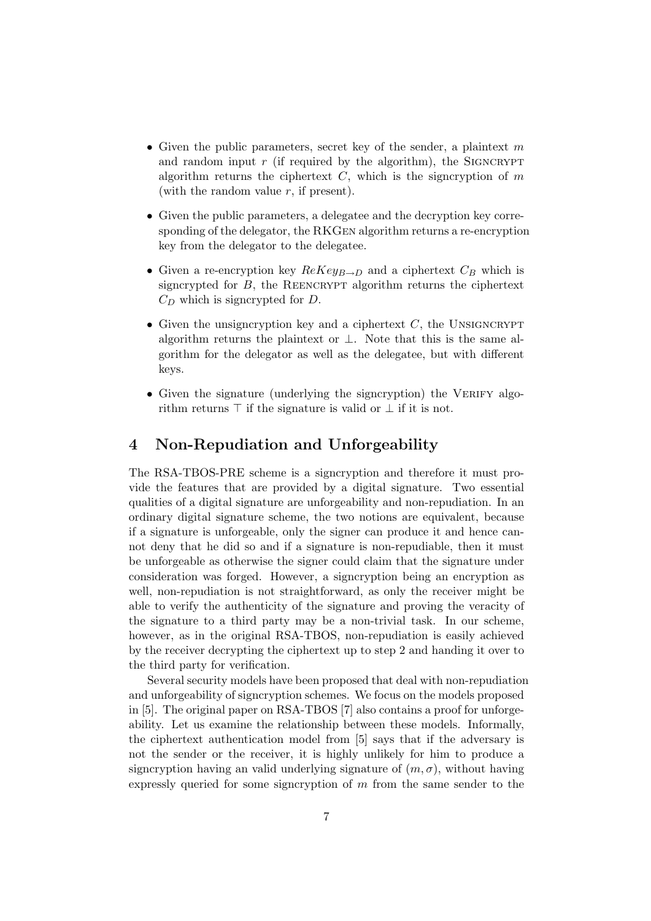- Given the public parameters, secret key of the sender, a plaintext $m$ and random input $r$ (if required by the algorithm), the Signcrypt algorithm returns the ciphertext $C$, which is the signcryption of $m$ (with the random value $r$, if present).
- Given the public parameters, a delegatee and the decryption key corresponding of the delegator, the RKGen algorithm returns a re-encryption key from the delegator to the delegatee.
- Given a re-encryption key $ReKey_{B \to D}$ and a ciphertext $C_B$ which is signcrypted for $B$, the Reencrypt algorithm returns the ciphertext $C_D$ which is signcrypted for $D$.
- Given the unsigncryption key and a ciphertext $C$, the Unsigncrypt algorithm returns the plaintext or $\perp$. Note that this is the same algorithm for the delegator as well as the delegatee, but with different keys.
- Given the signature (underlying the signcryption) the Verify algorithm returns $\top$ if the signature is valid or $\perp$ if it is not.

# 4 Non-Repudiation and Unforgeability

The RSA-TBOS-PRE scheme is a signcryption and therefore it must provide the features that are provided by a digital signature. Two essential qualities of a digital signature are unforgeability and non-repudiation. In an ordinary digital signature scheme, the two notions are equivalent, because if a signature is unforgeable, only the signer can produce it and hence cannot deny that he did so and if a signature is non-repudiable, then it must be unforgeable as otherwise the signer could claim that the signature under consideration was forged. However, a signcryption being an encryption as well, non-repudiation is not straightforward, as only the receiver might be able to verify the authenticity of the signature and proving the veracity of the signature to a third party may be a non-trivial task. In our scheme, however, as in the original RSA-TBOS, non-repudiation is easily achieved by the receiver decrypting the ciphertext up to step 2 and handing it over to the third party for verification.

Several security models have been proposed that deal with non-repudiation and unforgeability of signcryption schemes. We focus on the models proposed in [5]. The original paper on RSA-TBOS [7] also contains a proof for unforgeability. Let us examine the relationship between these models. Informally, the ciphertext authentication model from [5] says that if the adversary is not the sender or the receiver, it is highly unlikely for him to produce a signcryption having an valid underlying signature of $(m, \sigma)$, without having expressly queried for some signcryption of $m$ from the same sender to the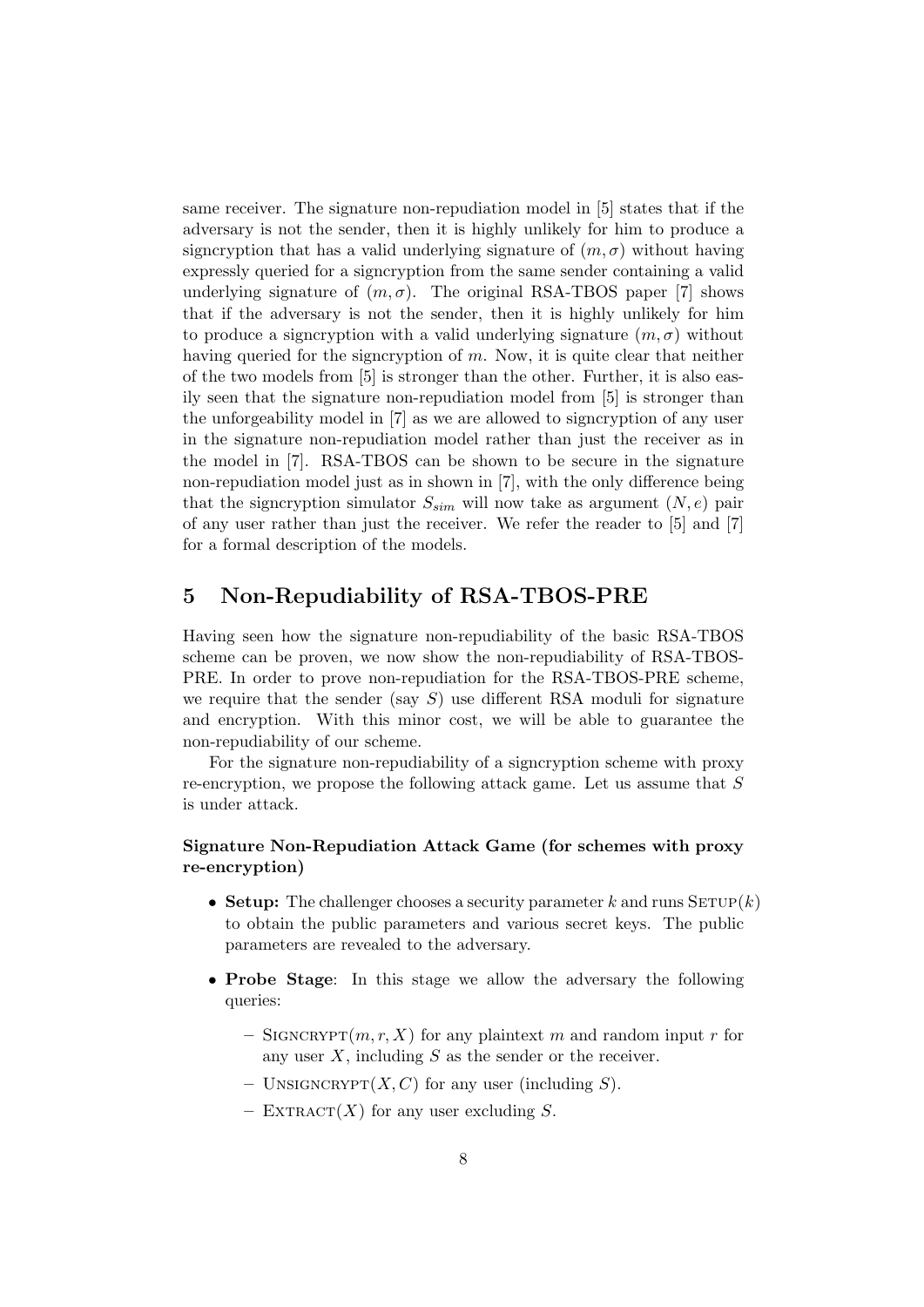same receiver. The signature non-repudiation model in [5] states that if the adversary is not the sender, then it is highly unlikely for him to produce a signcryption that has a valid underlying signature of $(m, \sigma)$ without having expressly queried for a signcryption from the same sender containing a valid underlying signature of $(m, \sigma)$. The original RSA-TBOS paper [7] shows that if the adversary is not the sender, then it is highly unlikely for him to produce a signcryption with a valid underlying signature $(m, \sigma)$ without having queried for the signcryption of $m$. Now, it is quite clear that neither of the two models from [5] is stronger than the other. Further, it is also easily seen that the signature non-repudiation model from [5] is stronger than the unforgeability model in [7] as we are allowed to signcryption of any user in the signature non-repudiation model rather than just the receiver as in the model in [7]. RSA-TBOS can be shown to be secure in the signature non-repudiation model just as in shown in [7], with the only difference being that the signcryption simulator $S_{sim}$ will now take as argument $(N, e)$ pair of any user rather than just the receiver. We refer the reader to [5] and [7] for a formal description of the models.

## 5 Non-Repudiability of RSA-TBOS-PRE

Having seen how the signature non-repudiability of the basic RSA-TBOS scheme can be proven, we now show the non-repudiability of RSA-TBOS-PRE. In order to prove non-repudiation for the RSA-TBOS-PRE scheme, we require that the sender (say $S$) use different RSA moduli for signature and encryption. With this minor cost, we will be able to guarantee the non-repudiability of our scheme.

For the signature non-repudiability of a signcryption scheme with proxy re-encryption, we propose the following attack game. Let us assume that $S$ is under attack.

**Signature Non-Repudiation Attack Game (for schemes with proxy re-encryption)**

- **Setup:** The challenger chooses a security parameter $k$ and runs $\textsc{Setup}(k)$ to obtain the public parameters and various secret keys. The public parameters are revealed to the adversary.
- **Probe Stage**: In this stage we allow the adversary the following queries:
  - $\textsc{Signcrypt}(m, r, X)$ for any plaintext $m$ and random input $r$ for any user $X$, including $S$ as the sender or the receiver.
  - $\textsc{Unsigncrypt}(X, C)$ for any user (including $S$).
  - $\textsc{Extract}(X)$ for any user excluding $S$.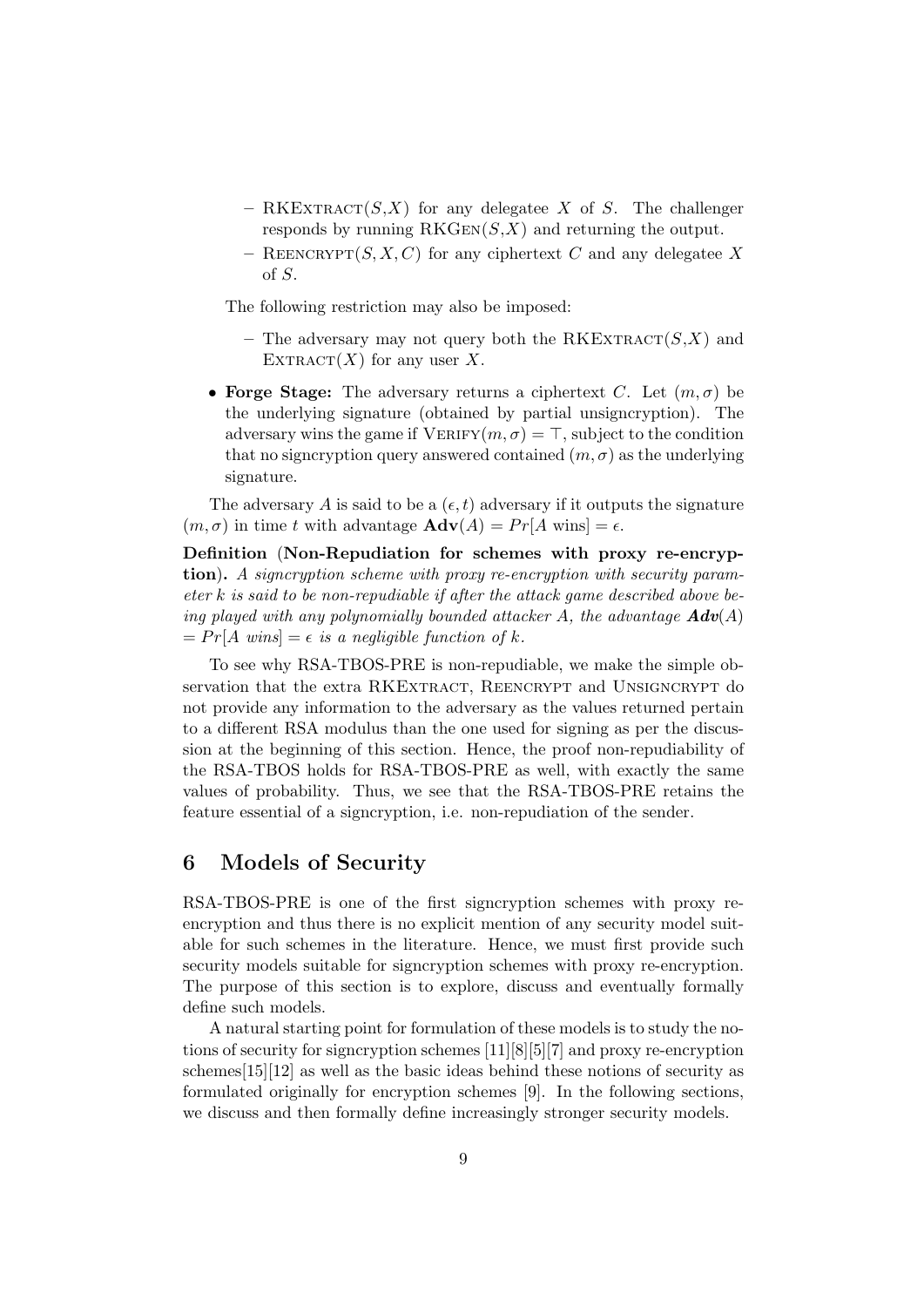- RKExtract$(S,X)$ for any delegatee $X$ of $S$. The challenger responds by running RKGen$(S,X)$ and returning the output.
  - Reencrypt$(S, X, C)$ for any ciphertext $C$ and any delegatee $X$ of $S$.

  The following restriction may also be imposed:

  - The adversary may not query both the RKExtract$(S,X)$ and Extract$(X)$ for any user $X$.

- **Forge Stage:** The adversary returns a ciphertext $C$. Let $(m, \sigma)$ be the underlying signature (obtained by partial unsigncryption). The adversary wins the game if Verify$(m, \sigma) = \top$, subject to the condition that no signcryption query answered contained $(m, \sigma)$ as the underlying signature.

The adversary $A$ is said to be a $(\epsilon, t)$ adversary if it outputs the signature $(m, \sigma)$ in time $t$ with advantage $\mathbf{Adv}(A) = Pr[A \text{ wins}] = \epsilon$.

**Definition (Non-Repudiation for schemes with proxy re-encryption).** *A signcryption scheme with proxy re-encryption with security parameter $k$ is said to be non-repudiable if after the attack game described above being played with any polynomially bounded attacker $A$, the advantage $\mathbf{Adv}(A) = Pr[A \text{ wins}] = \epsilon$ is a negligible function of $k$.*

To see why RSA-TBOS-PRE is non-repudiable, we make the simple observation that the extra RKExtract, Reencrypt and Unsigncrypt do not provide any information to the adversary as the values returned pertain to a different RSA modulus than the one used for signing as per the discussion at the beginning of this section. Hence, the proof non-repudiability of the RSA-TBOS holds for RSA-TBOS-PRE as well, with exactly the same values of probability. Thus, we see that the RSA-TBOS-PRE retains the feature essential of a signcryption, i.e. non-repudiation of the sender.

## 6 Models of Security

RSA-TBOS-PRE is one of the first signcryption schemes with proxy re-encryption and thus there is no explicit mention of any security model suitable for such schemes in the literature. Hence, we must first provide such security models suitable for signcryption schemes with proxy re-encryption. The purpose of this section is to explore, discuss and eventually formally define such models.

A natural starting point for formulation of these models is to study the notions of security for signcryption schemes [11][8][5][7] and proxy re-encryption schemes[15][12] as well as the basic ideas behind these notions of security as formulated originally for encryption schemes [9]. In the following sections, we discuss and then formally define increasingly stronger security models.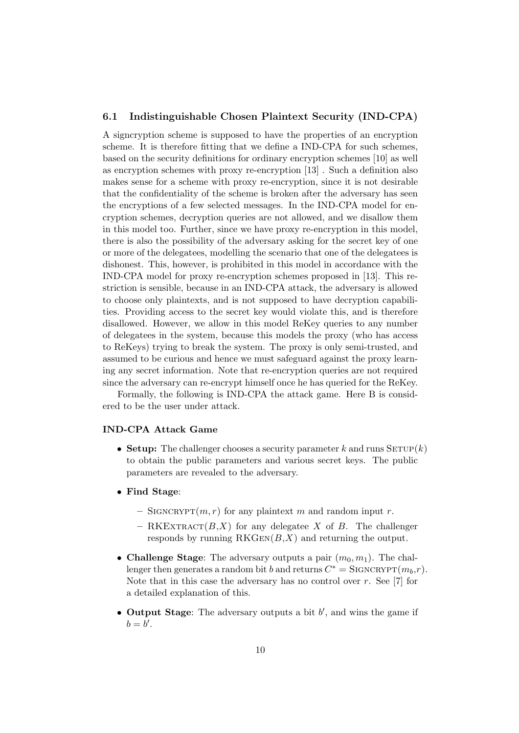### 6.1 Indistinguishable Chosen Plaintext Security (IND-CPA)

A signcryption scheme is supposed to have the properties of an encryption scheme. It is therefore fitting that we define a IND-CPA for such schemes, based on the security definitions for ordinary encryption schemes [10] as well as encryption schemes with proxy re-encryption [13] . Such a definition also makes sense for a scheme with proxy re-encryption, since it is not desirable that the confidentiality of the scheme is broken after the adversary has seen the encryptions of a few selected messages. In the IND-CPA model for encryption schemes, decryption queries are not allowed, and we disallow them in this model too. Further, since we have proxy re-encryption in this model, there is also the possibility of the adversary asking for the secret key of one or more of the delegatees, modelling the scenario that one of the delegatees is dishonest. This, however, is prohibited in this model in accordance with the IND-CPA model for proxy re-encryption schemes proposed in [13]. This restriction is sensible, because in an IND-CPA attack, the adversary is allowed to choose only plaintexts, and is not supposed to have decryption capabilities. Providing access to the secret key would violate this, and is therefore disallowed. However, we allow in this model ReKey queries to any number of delegatees in the system, because this models the proxy (who has access to ReKeys) trying to break the system. The proxy is only semi-trusted, and assumed to be curious and hence we must safeguard against the proxy learning any secret information. Note that re-encryption queries are not required since the adversary can re-encrypt himself once he has queried for the ReKey.

Formally, the following is IND-CPA the attack game. Here B is considered to be the user under attack.

#### IND-CPA Attack Game

- **Setup:** The challenger chooses a security parameter $k$ and runs $\textsc{Setup}(k)$ to obtain the public parameters and various secret keys. The public parameters are revealed to the adversary.
- **Find Stage**:
  - $\textsc{Signcrypt}(m, r)$ for any plaintext $m$ and random input $r$.
  - $\textsc{RKExtract}(B,X)$ for any delegatee $X$ of $B$. The challenger responds by running $\textsc{RKGen}(B,X)$ and returning the output.
- **Challenge Stage**: The adversary outputs a pair $(m_0, m_1)$. The challenger then generates a random bit $b$ and returns $C^* = \textsc{Signcrypt}(m_b,r)$. Note that in this case the adversary has no control over $r$. See [7] for a detailed explanation of this.
- **Output Stage**: The adversary outputs a bit $b'$, and wins the game if $b = b'$.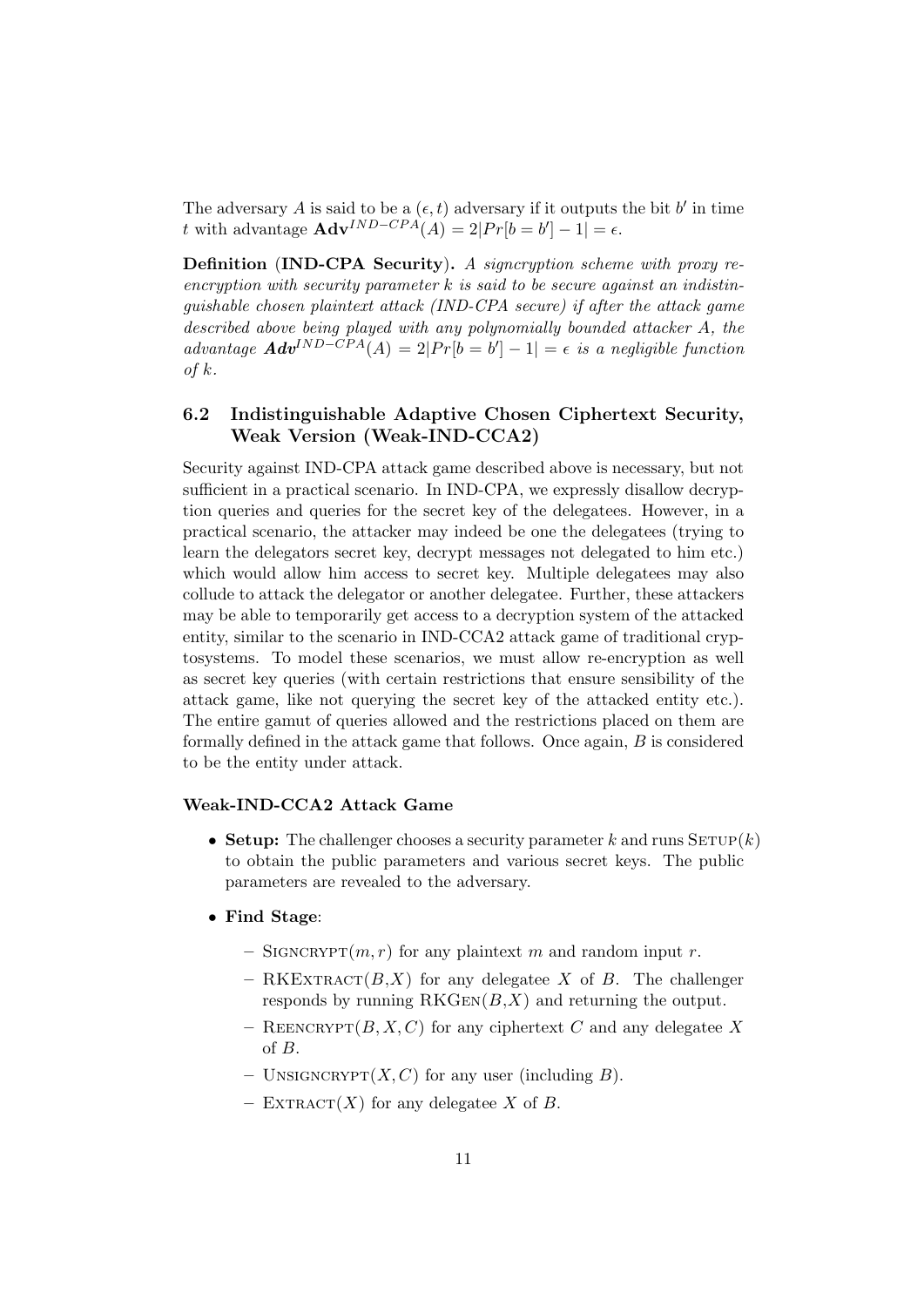The adversary $A$ is said to be a $(\epsilon, t)$ adversary if it outputs the bit $b'$ in time $t$ with advantage $\mathbf{Adv}^{IND-CPA}(A) = 2|Pr[b = b'] - 1| = \epsilon$.

**Definition** (**IND-CPA Security**). *A signcryption scheme with proxy re-encryption with security parameter $k$ is said to be secure against an indistinguishable chosen plaintext attack (IND-CPA secure) if after the attack game described above being played with any polynomially bounded attacker $A$, the advantage $\boldsymbol{Adv}^{IND-CPA}(A) = 2|Pr[b = b'] - 1| = \epsilon$ is a negligible function of $k$.*

## 6.2 Indistinguishable Adaptive Chosen Ciphertext Security, Weak Version (Weak-IND-CCA2)

Security against IND-CPA attack game described above is necessary, but not sufficient in a practical scenario. In IND-CPA, we expressly disallow decryption queries and queries for the secret key of the delegatees. However, in a practical scenario, the attacker may indeed be one the delegatees (trying to learn the delegators secret key, decrypt messages not delegated to him etc.) which would allow him access to secret key. Multiple delegatees may also collude to attack the delegator or another delegatee. Further, these attackers may be able to temporarily get access to a decryption system of the attacked entity, similar to the scenario in IND-CCA2 attack game of traditional cryptosystems. To model these scenarios, we must allow re-encryption as well as secret key queries (with certain restrictions that ensure sensibility of the attack game, like not querying the secret key of the attacked entity etc.). The entire gamut of queries allowed and the restrictions placed on them are formally defined in the attack game that follows. Once again, $B$ is considered to be the entity under attack.

#### Weak-IND-CCA2 Attack Game

- **Setup:** The challenger chooses a security parameter $k$ and runs $\textsc{Setup}(k)$ to obtain the public parameters and various secret keys. The public parameters are revealed to the adversary.
- **Find Stage**:
  - $\textsc{Signcrypt}(m, r)$ for any plaintext $m$ and random input $r$.
  - RKExtract$(B,X)$ for any delegatee $X$ of $B$. The challenger responds by running RKGen$(B,X)$ and returning the output.
  - $\textsc{Reencrypt}(B, X, C)$ for any ciphertext $C$ and any delegatee $X$ of $B$.
  - $\textsc{Unsigncrypt}(X, C)$ for any user (including $B$).
  - $\textsc{Extract}(X)$ for any delegatee $X$ of $B$.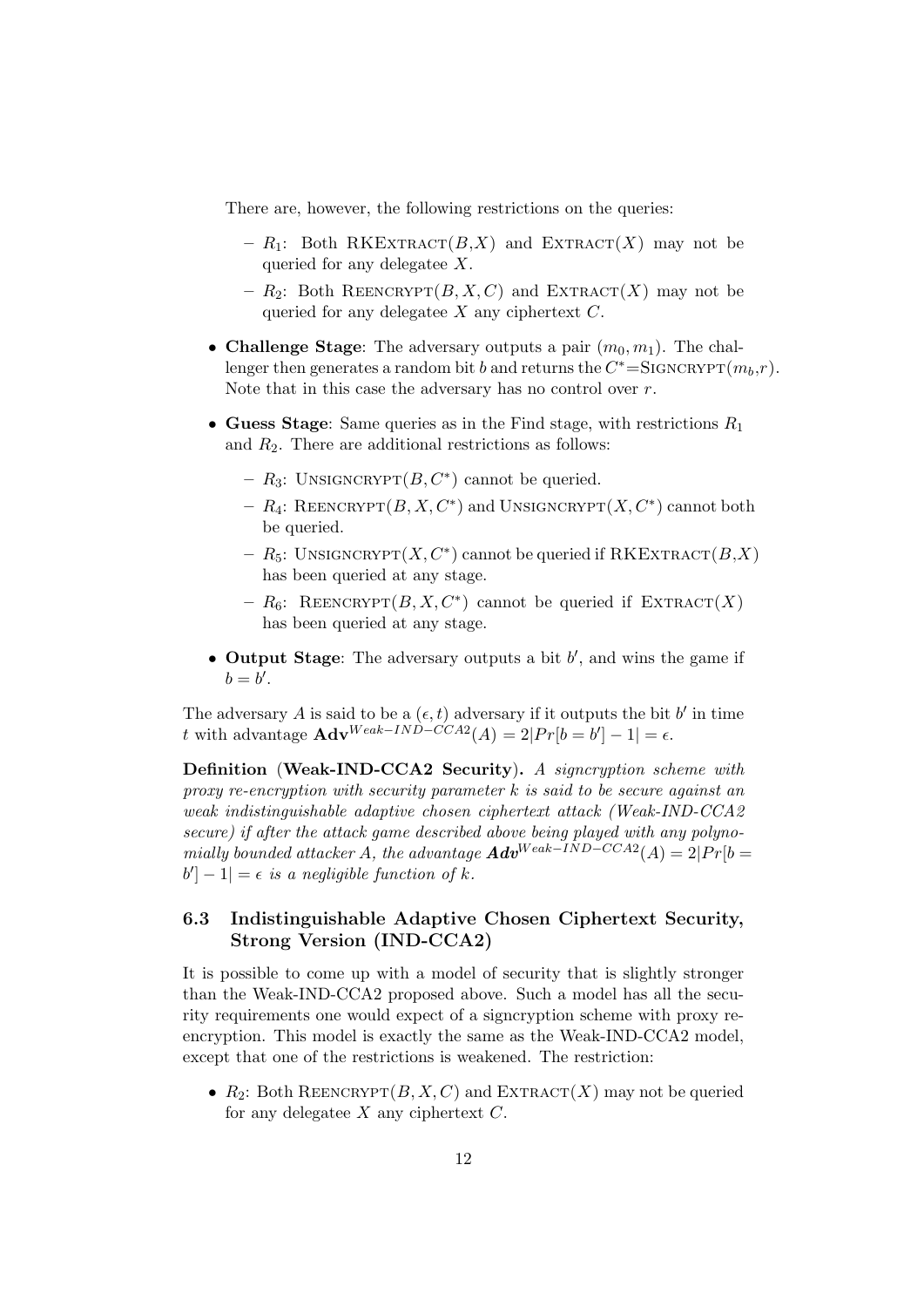There are, however, the following restrictions on the queries:

- $R_1$: Both RKEXTRACT($B$,$X$) and EXTRACT($X$) may not be queried for any delegatee $X$.
- $R_2$: Both REENCRYPT($B, X, C$) and EXTRACT($X$) may not be queried for any delegatee $X$ any ciphertext $C$.

- **Challenge Stage**: The adversary outputs a pair $(m_0, m_1)$. The challenger then generates a random bit $b$ and returns the $C^*$=SIGNCRYPT($m_b$,$r$). Note that in this case the adversary has no control over $r$.
- **Guess Stage**: Same queries as in the Find stage, with restrictions $R_1$ and $R_2$. There are additional restrictions as follows:
  - $R_3$: UNSIGNCRYPT($B, C^*$) cannot be queried.
  - $R_4$: REENCRYPT($B, X, C^*$) and UNSIGNCRYPT($X, C^*$) cannot both be queried.
  - $R_5$: UNSIGNCRYPT($X, C^*$) cannot be queried if RKEXTRACT($B$,$X$) has been queried at any stage.
  - $R_6$: REENCRYPT($B, X, C^*$) cannot be queried if EXTRACT($X$) has been queried at any stage.
- **Output Stage**: The adversary outputs a bit $b'$, and wins the game if $b = b'$.

The adversary $A$ is said to be a $(\epsilon, t)$ adversary if it outputs the bit $b'$ in time $t$ with advantage $\mathbf{Adv}^{Weak-IND-CCA2}(A) = 2|Pr[b = b'] - 1| = \epsilon$.

**Definition** (**Weak-IND-CCA2 Security**). *A signcryption scheme with proxy re-encryption with security parameter $k$ is said to be secure against an weak indistinguishable adaptive chosen ciphertext attack (Weak-IND-CCA2 secure) if after the attack game described above being played with any polynomially bounded attacker $A$, the advantage $\boldsymbol{Adv}^{Weak-IND-CCA2}(A) = 2|Pr[b = b'] - 1| = \epsilon$ is a negligible function of $k$.*

### 6.3 Indistinguishable Adaptive Chosen Ciphertext Security, Strong Version (IND-CCA2)

It is possible to come up with a model of security that is slightly stronger than the Weak-IND-CCA2 proposed above. Such a model has all the security requirements one would expect of a signcryption scheme with proxy re-encryption. This model is exactly the same as the Weak-IND-CCA2 model, except that one of the restrictions is weakened. The restriction:

- $R_2$: Both REENCRYPT($B, X, C$) and EXTRACT($X$) may not be queried for any delegatee $X$ any ciphertext $C$.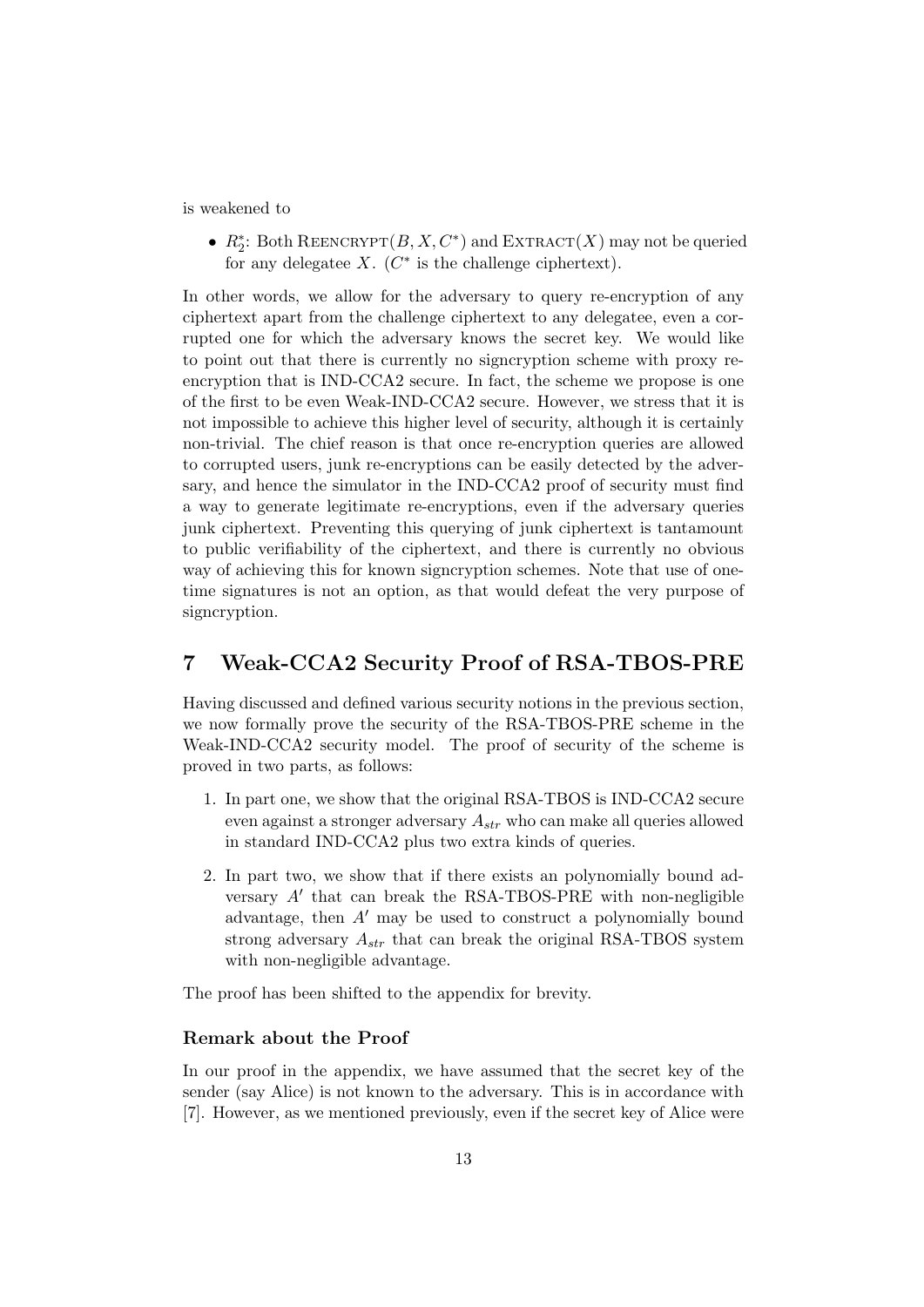is weakened to

- $R_2^*$: Both REENCRYPT$(B, X, C^*)$ and EXTRACT$(X)$ may not be queried for any delegatee $X$. ($C^*$ is the challenge ciphertext).

In other words, we allow for the adversary to query re-encryption of any ciphertext apart from the challenge ciphertext to any delegatee, even a corrupted one for which the adversary knows the secret key. We would like to point out that there is currently no signcryption scheme with proxy re-encryption that is IND-CCA2 secure. In fact, the scheme we propose is one of the first to be even Weak-IND-CCA2 secure. However, we stress that it is not impossible to achieve this higher level of security, although it is certainly non-trivial. The chief reason is that once re-encryption queries are allowed to corrupted users, junk re-encryptions can be easily detected by the adversary, and hence the simulator in the IND-CCA2 proof of security must find a way to generate legitimate re-encryptions, even if the adversary queries junk ciphertext. Preventing this querying of junk ciphertext is tantamount to public verifiability of the ciphertext, and there is currently no obvious way of achieving this for known signcryption schemes. Note that use of one-time signatures is not an option, as that would defeat the very purpose of signcryption.

# 7 Weak-CCA2 Security Proof of RSA-TBOS-PRE

Having discussed and defined various security notions in the previous section, we now formally prove the security of the RSA-TBOS-PRE scheme in the Weak-IND-CCA2 security model. The proof of security of the scheme is proved in two parts, as follows:

1. In part one, we show that the original RSA-TBOS is IND-CCA2 secure even against a stronger adversary $A_{str}$ who can make all queries allowed in standard IND-CCA2 plus two extra kinds of queries.
2. In part two, we show that if there exists an polynomially bound adversary $A'$ that can break the RSA-TBOS-PRE with non-negligible advantage, then $A'$ may be used to construct a polynomially bound strong adversary $A_{str}$ that can break the original RSA-TBOS system with non-negligible advantage.

The proof has been shifted to the appendix for brevity.

### Remark about the Proof

In our proof in the appendix, we have assumed that the secret key of the sender (say Alice) is not known to the adversary. This is in accordance with [7]. However, as we mentioned previously, even if the secret key of Alice were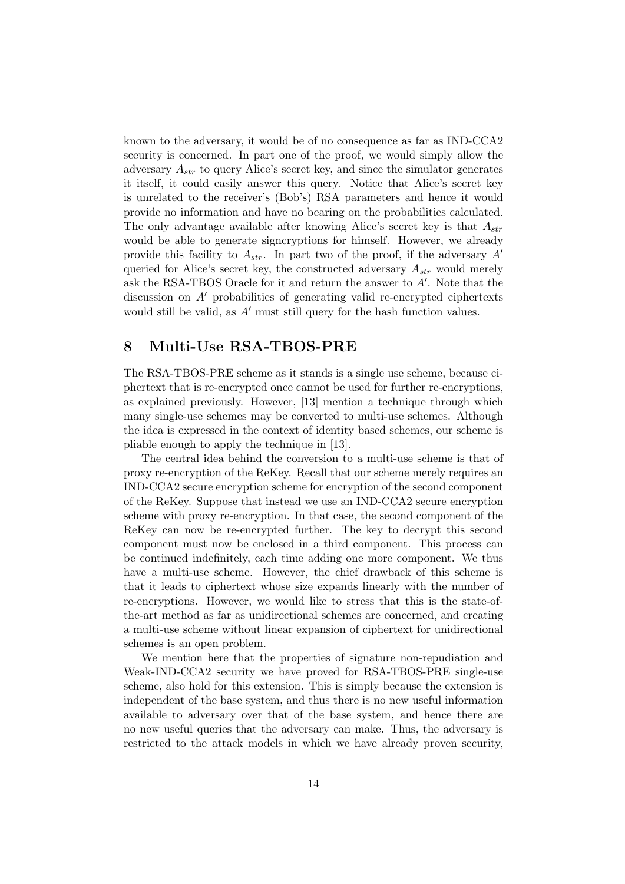known to the adversary, it would be of no consequence as far as IND-CCA2 sceurity is concerned. In part one of the proof, we would simply allow the adversary $A_{str}$ to query Alice's secret key, and since the simulator generates it itself, it could easily answer this query. Notice that Alice's secret key is unrelated to the receiver's (Bob's) RSA parameters and hence it would provide no information and have no bearing on the probabilities calculated. The only advantage available after knowing Alice's secret key is that $A_{str}$ would be able to generate signcryptions for himself. However, we already provide this facility to $A_{str}$. In part two of the proof, if the adversary $A'$ queried for Alice's secret key, the constructed adversary $A_{str}$ would merely ask the RSA-TBOS Oracle for it and return the answer to $A'$. Note that the discussion on $A'$ probabilities of generating valid re-encrypted ciphertexts would still be valid, as $A'$ must still query for the hash function values.

## 8 Multi-Use RSA-TBOS-PRE

The RSA-TBOS-PRE scheme as it stands is a single use scheme, because ciphertext that is re-encrypted once cannot be used for further re-encryptions, as explained previously. However, [13] mention a technique through which many single-use schemes may be converted to multi-use schemes. Although the idea is expressed in the context of identity based schemes, our scheme is pliable enough to apply the technique in [13].

The central idea behind the conversion to a multi-use scheme is that of proxy re-encryption of the ReKey. Recall that our scheme merely requires an IND-CCA2 secure encryption scheme for encryption of the second component of the ReKey. Suppose that instead we use an IND-CCA2 secure encryption scheme with proxy re-encryption. In that case, the second component of the ReKey can now be re-encrypted further. The key to decrypt this second component must now be enclosed in a third component. This process can be continued indefinitely, each time adding one more component. We thus have a multi-use scheme. However, the chief drawback of this scheme is that it leads to ciphertext whose size expands linearly with the number of re-encryptions. However, we would like to stress that this is the state-of-the-art method as far as unidirectional schemes are concerned, and creating a multi-use scheme without linear expansion of ciphertext for unidirectional schemes is an open problem.

We mention here that the properties of signature non-repudiation and Weak-IND-CCA2 security we have proved for RSA-TBOS-PRE single-use scheme, also hold for this extension. This is simply because the extension is independent of the base system, and thus there is no new useful information available to adversary over that of the base system, and hence there are no new useful queries that the adversary can make. Thus, the adversary is restricted to the attack models in which we have already proven security,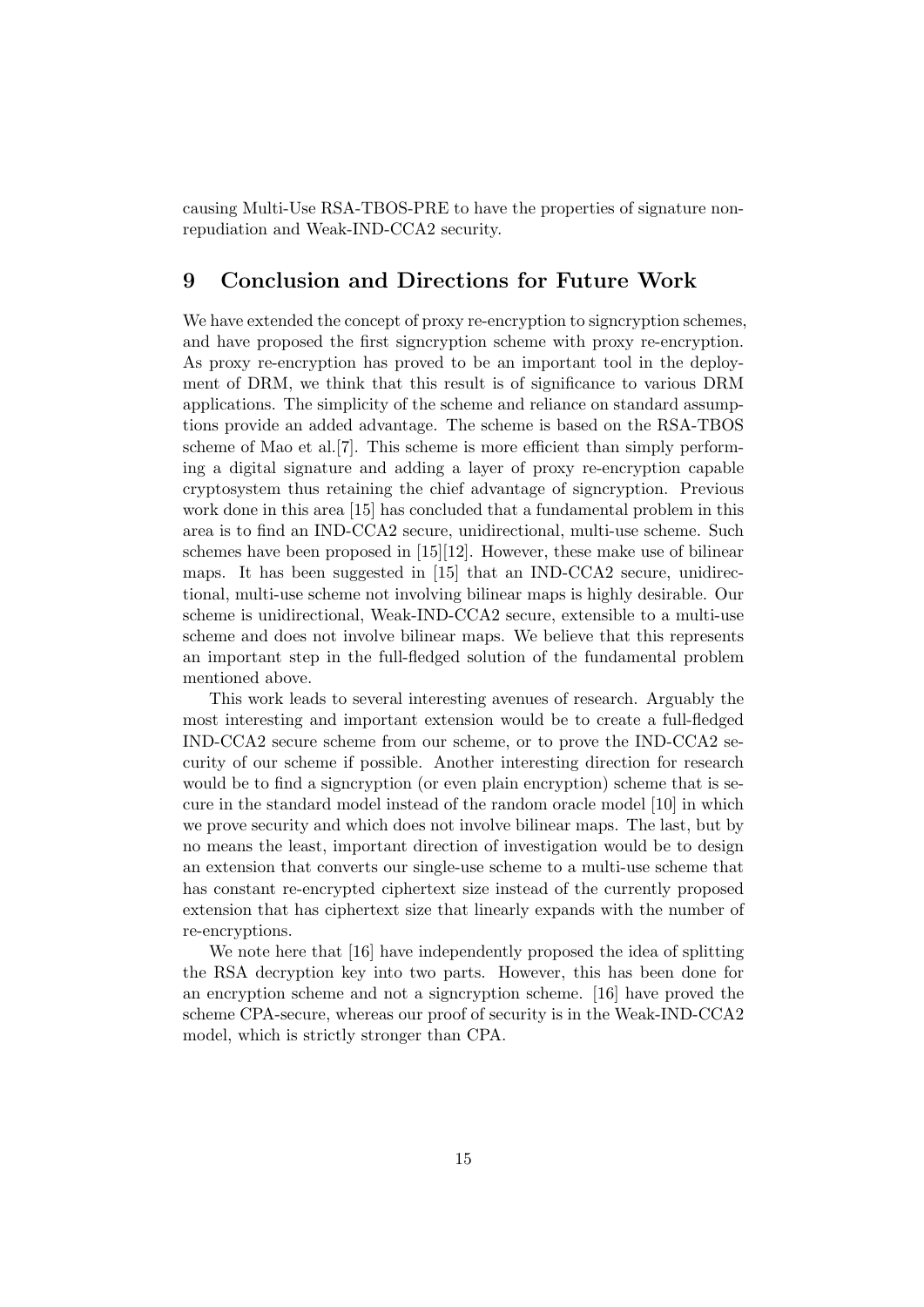causing Multi-Use RSA-TBOS-PRE to have the properties of signature non-repudiation and Weak-IND-CCA2 security.

## 9 Conclusion and Directions for Future Work

We have extended the concept of proxy re-encryption to signcryption schemes, and have proposed the first signcryption scheme with proxy re-encryption. As proxy re-encryption has proved to be an important tool in the deployment of DRM, we think that this result is of significance to various DRM applications. The simplicity of the scheme and reliance on standard assumptions provide an added advantage. The scheme is based on the RSA-TBOS scheme of Mao et al.[7]. This scheme is more efficient than simply performing a digital signature and adding a layer of proxy re-encryption capable cryptosystem thus retaining the chief advantage of signcryption. Previous work done in this area [15] has concluded that a fundamental problem in this area is to find an IND-CCA2 secure, unidirectional, multi-use scheme. Such schemes have been proposed in [15][12]. However, these make use of bilinear maps. It has been suggested in [15] that an IND-CCA2 secure, unidirectional, multi-use scheme not involving bilinear maps is highly desirable. Our scheme is unidirectional, Weak-IND-CCA2 secure, extensible to a multi-use scheme and does not involve bilinear maps. We believe that this represents an important step in the full-fledged solution of the fundamental problem mentioned above.

This work leads to several interesting avenues of research. Arguably the most interesting and important extension would be to create a full-fledged IND-CCA2 secure scheme from our scheme, or to prove the IND-CCA2 security of our scheme if possible. Another interesting direction for research would be to find a signcryption (or even plain encryption) scheme that is secure in the standard model instead of the random oracle model [10] in which we prove security and which does not involve bilinear maps. The last, but by no means the least, important direction of investigation would be to design an extension that converts our single-use scheme to a multi-use scheme that has constant re-encrypted ciphertext size instead of the currently proposed extension that has ciphertext size that linearly expands with the number of re-encryptions.

We note here that [16] have independently proposed the idea of splitting the RSA decryption key into two parts. However, this has been done for an encryption scheme and not a signcryption scheme. [16] have proved the scheme CPA-secure, whereas our proof of security is in the Weak-IND-CCA2 model, which is strictly stronger than CPA.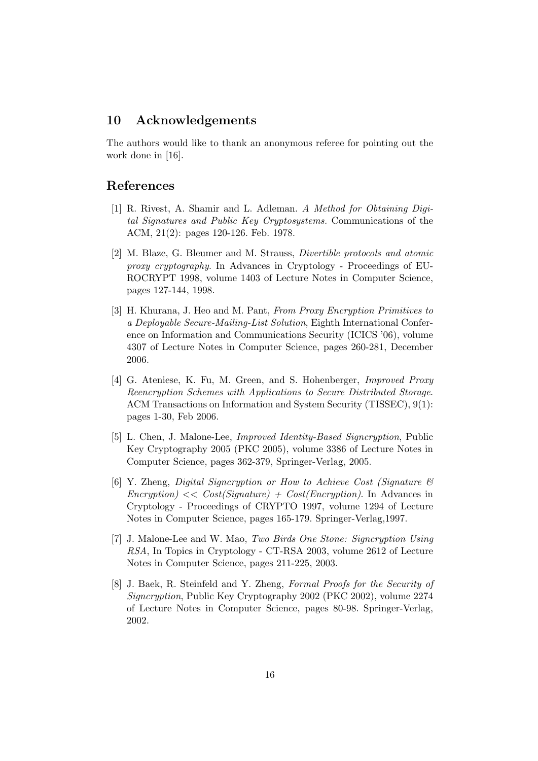## 10 Acknowledgements

The authors would like to thank an anonymous referee for pointing out the work done in [16].

## References

[1] R. Rivest, A. Shamir and L. Adleman. *A Method for Obtaining Digital Signatures and Public Key Cryptosystems.* Communications of the ACM, 21(2): pages 120-126. Feb. 1978.

[2] M. Blaze, G. Bleumer and M. Strauss, *Divertible protocols and atomic proxy cryptography.* In Advances in Cryptology - Proceedings of EUROCRYPT 1998, volume 1403 of Lecture Notes in Computer Science, pages 127-144, 1998.

[3] H. Khurana, J. Heo and M. Pant, *From Proxy Encryption Primitives to a Deployable Secure-Mailing-List Solution*, Eighth International Conference on Information and Communications Security (ICICS '06), volume 4307 of Lecture Notes in Computer Science, pages 260-281, December 2006.

[4] G. Ateniese, K. Fu, M. Green, and S. Hohenberger, *Improved Proxy Reencryption Schemes with Applications to Secure Distributed Storage.* ACM Transactions on Information and System Security (TISSEC), 9(1): pages 1-30, Feb 2006.

[5] L. Chen, J. Malone-Lee, *Improved Identity-Based Signcryption*, Public Key Cryptography 2005 (PKC 2005), volume 3386 of Lecture Notes in Computer Science, pages 362-379, Springer-Verlag, 2005.

[6] Y. Zheng, *Digital Signcryption or How to Achieve Cost (Signature & Encryption) << Cost(Signature) + Cost(Encryption).* In Advances in Cryptology - Proceedings of CRYPTO 1997, volume 1294 of Lecture Notes in Computer Science, pages 165-179. Springer-Verlag,1997.

[7] J. Malone-Lee and W. Mao, *Two Birds One Stone: Signcryption Using RSA*, In Topics in Cryptology - CT-RSA 2003, volume 2612 of Lecture Notes in Computer Science, pages 211-225, 2003.

[8] J. Baek, R. Steinfeld and Y. Zheng, *Formal Proofs for the Security of Signcryption*, Public Key Cryptography 2002 (PKC 2002), volume 2274 of Lecture Notes in Computer Science, pages 80-98. Springer-Verlag, 2002.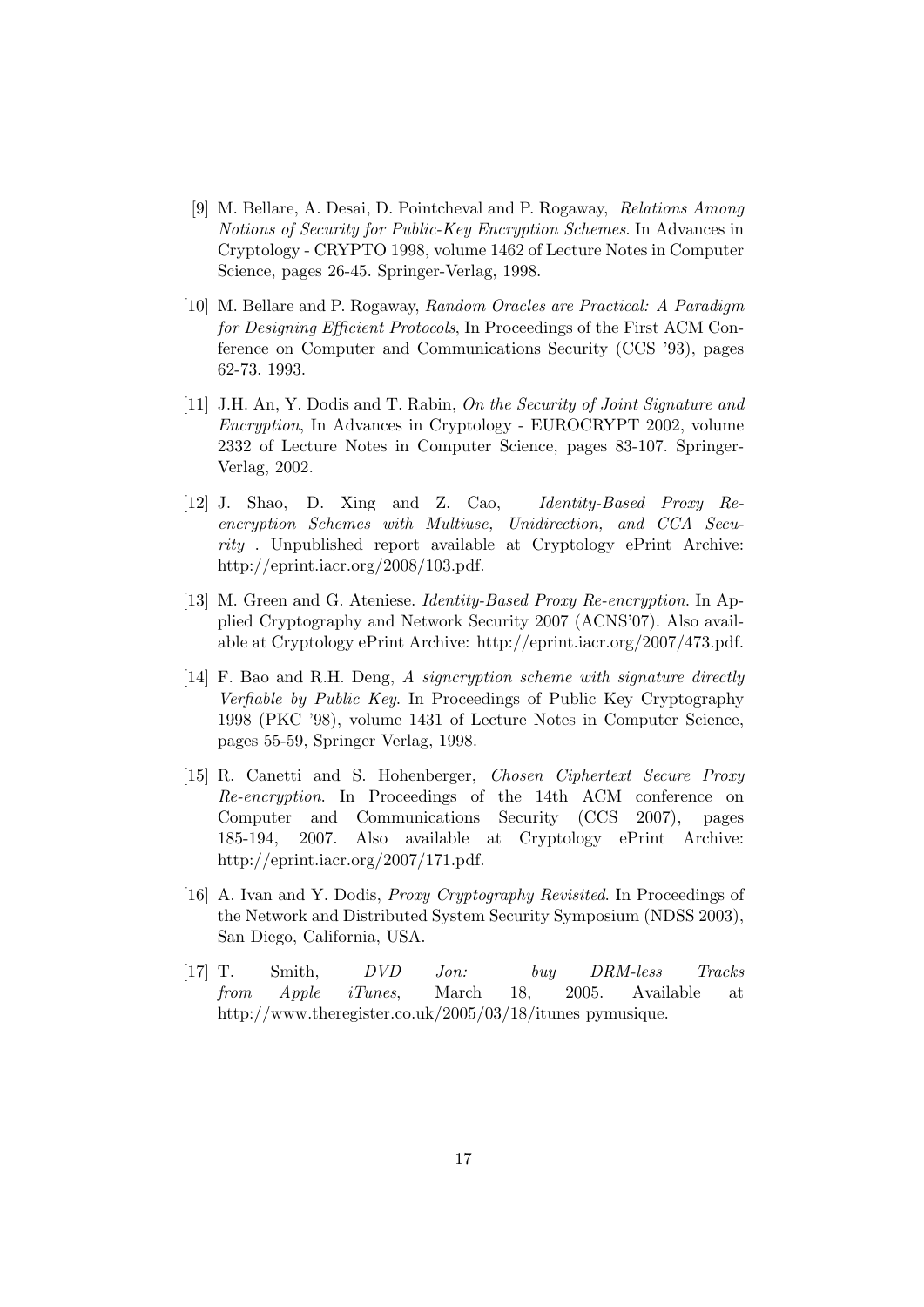[9] M. Bellare, A. Desai, D. Pointcheval and P. Rogaway, *Relations Among Notions of Security for Public-Key Encryption Schemes*. In Advances in Cryptology - CRYPTO 1998, volume 1462 of Lecture Notes in Computer Science, pages 26-45. Springer-Verlag, 1998.

[10] M. Bellare and P. Rogaway, *Random Oracles are Practical: A Paradigm for Designing Efficient Protocols*, In Proceedings of the First ACM Conference on Computer and Communications Security (CCS '93), pages 62-73. 1993.

[11] J.H. An, Y. Dodis and T. Rabin, *On the Security of Joint Signature and Encryption*, In Advances in Cryptology - EUROCRYPT 2002, volume 2332 of Lecture Notes in Computer Science, pages 83-107. Springer-Verlag, 2002.

[12] J. Shao, D. Xing and Z. Cao, *Identity-Based Proxy Re-encryption Schemes with Multiuse, Unidirection, and CCA Security* . Unpublished report available at Cryptology ePrint Archive: http://eprint.iacr.org/2008/103.pdf.

[13] M. Green and G. Ateniese. *Identity-Based Proxy Re-encryption*. In Applied Cryptography and Network Security 2007 (ACNS'07). Also available at Cryptology ePrint Archive: http://eprint.iacr.org/2007/473.pdf.

[14] F. Bao and R.H. Deng, *A signcryption scheme with signature directly Verfiable by Public Key*. In Proceedings of Public Key Cryptography 1998 (PKC '98), volume 1431 of Lecture Notes in Computer Science, pages 55-59, Springer Verlag, 1998.

[15] R. Canetti and S. Hohenberger, *Chosen Ciphertext Secure Proxy Re-encryption*. In Proceedings of the 14th ACM conference on Computer and Communications Security (CCS 2007), pages 185-194, 2007. Also available at Cryptology ePrint Archive: http://eprint.iacr.org/2007/171.pdf.

[16] A. Ivan and Y. Dodis, *Proxy Cryptography Revisited*. In Proceedings of the Network and Distributed System Security Symposium (NDSS 2003), San Diego, California, USA.

[17] T. Smith, *DVD Jon: buy DRM-less Tracks from Apple iTunes*, March 18, 2005. Available at http://www.theregister.co.uk/2005/03/18/itunes_pymusique.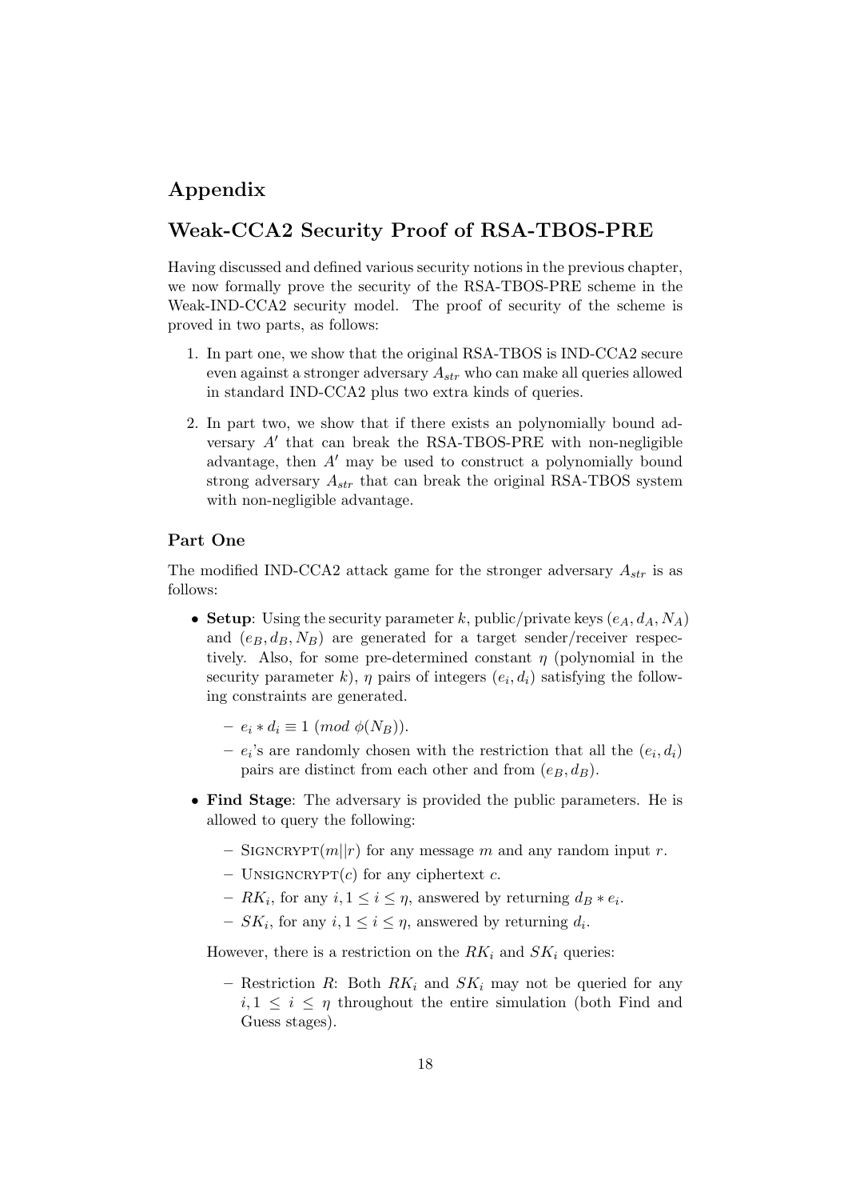# Appendix

# Weak-CCA2 Security Proof of RSA-TBOS-PRE

Having discussed and defined various security notions in the previous chapter, we now formally prove the security of the RSA-TBOS-PRE scheme in the Weak-IND-CCA2 security model. The proof of security of the scheme is proved in two parts, as follows:

1. In part one, we show that the original RSA-TBOS is IND-CCA2 secure even against a stronger adversary $A_{str}$ who can make all queries allowed in standard IND-CCA2 plus two extra kinds of queries.
2. In part two, we show that if there exists an polynomially bound adversary $A'$ that can break the RSA-TBOS-PRE with non-negligible advantage, then $A'$ may be used to construct a polynomially bound strong adversary $A_{str}$ that can break the original RSA-TBOS system with non-negligible advantage.

### Part One

The modified IND-CCA2 attack game for the stronger adversary $A_{str}$ is as follows:

- **Setup**: Using the security parameter $k$, public/private keys $(e_A, d_A, N_A)$ and $(e_B, d_B, N_B)$ are generated for a target sender/receiver respectively. Also, for some pre-determined constant $\eta$ (polynomial in the security parameter $k$), $\eta$ pairs of integers $(e_i, d_i)$ satisfying the following constraints are generated.
  - $e_i * d_i \equiv 1 \ (mod \ \phi(N_B))$.
  - $e_i$'s are randomly chosen with the restriction that all the $(e_i, d_i)$ pairs are distinct from each other and from $(e_B, d_B)$.
- **Find Stage**: The adversary is provided the public parameters. He is allowed to query the following:
  - SIGNCRYPT$(m||r)$ for any message $m$ and any random input $r$.
  - UNSIGNCRYPT$(c)$ for any ciphertext $c$.
  - $RK_i$, for any $i, 1 \leq i \leq \eta$, answered by returning $d_B * e_i$.
  - $SK_i$, for any $i, 1 \leq i \leq \eta$, answered by returning $d_i$.

  However, there is a restriction on the $RK_i$ and $SK_i$ queries:

  - Restriction $R$: Both $RK_i$ and $SK_i$ may not be queried for any $i, 1 \leq i \leq \eta$ throughout the entire simulation (both Find and Guess stages).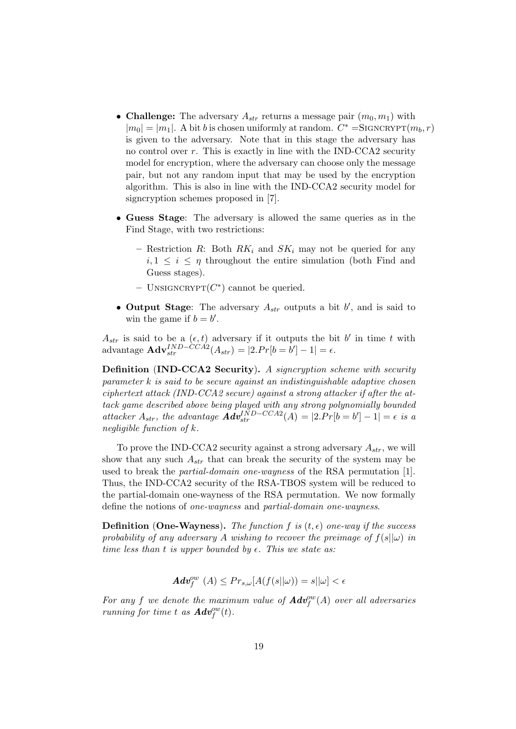- **Challenge:** The adversary $A_{str}$ returns a message pair $(m_0, m_1)$ with $|m_0| = |m_1|$. A bit $b$ is chosen uniformly at random. $C^* = \text{SIGNCRYPT}(m_b, r)$ is given to the adversary. Note that in this stage the adversary has no control over $r$. This is exactly in line with the IND-CCA2 security model for encryption, where the adversary can choose only the message pair, but not any random input that may be used by the encryption algorithm. This is also in line with the IND-CCA2 security model for signcryption schemes proposed in [7].

- **Guess Stage**: The adversary is allowed the same queries as in the Find Stage, with two restrictions:
  - Restriction $R$: Both $RK_i$ and $SK_i$ may not be queried for any $i, 1 \leq i \leq \eta$ throughout the entire simulation (both Find and Guess stages).
  - $\text{UNSIGNCRYPT}(C^*)$ cannot be queried.

- **Output Stage**: The adversary $A_{str}$ outputs a bit $b'$, and is said to win the game if $b = b'$.

$A_{str}$ is said to be a $(\epsilon, t)$ adversary if it outputs the bit $b'$ in time $t$ with advantage $\mathbf{Adv}_{str}^{IND-CCA2}(A_{str}) = |2.Pr[b = b'] - 1| = \epsilon$.

**Definition (IND-CCA2 Security).** *A signcryption scheme with security parameter $k$ is said to be secure against an indistinguishable adaptive chosen ciphertext attack (IND-CCA2 secure) against a strong attacker if after the attack game described above being played with any strong polynomially bounded attacker $A_{str}$, the advantage $\boldsymbol{Adv}_{str}^{IND-CCA2}(A) = |2.Pr[b = b'] - 1| = \epsilon$ is a negligible function of $k$.*

To prove the IND-CCA2 security against a strong adversary $A_{str}$, we will show that any such $A_{str}$ that can break the security of the system may be used to break the *partial-domain one-wayness* of the RSA permutation [1]. Thus, the IND-CCA2 security of the RSA-TBOS system will be reduced to the partial-domain one-wayness of the RSA permutation. We now formally define the notions of *one-wayness* and *partial-domain one-wayness*.

**Definition (One-Wayness).** *The function $f$ is $(t, \epsilon)$ one-way if the success probability of any adversary $A$ wishing to recover the preimage of $f(s||\omega)$ in time less than $t$ is upper bounded by $\epsilon$. This we state as:*

$$\boldsymbol{Adv}_f^{ow}\ (A) \leq Pr_{s,\omega}[A(f(s||\omega)) = s||\omega] < \epsilon$$

*For any $f$ we denote the maximum value of $\boldsymbol{Adv}_f^{ow}(A)$ over all adversaries running for time $t$ as $\boldsymbol{Adv}_f^{ow}(t)$.*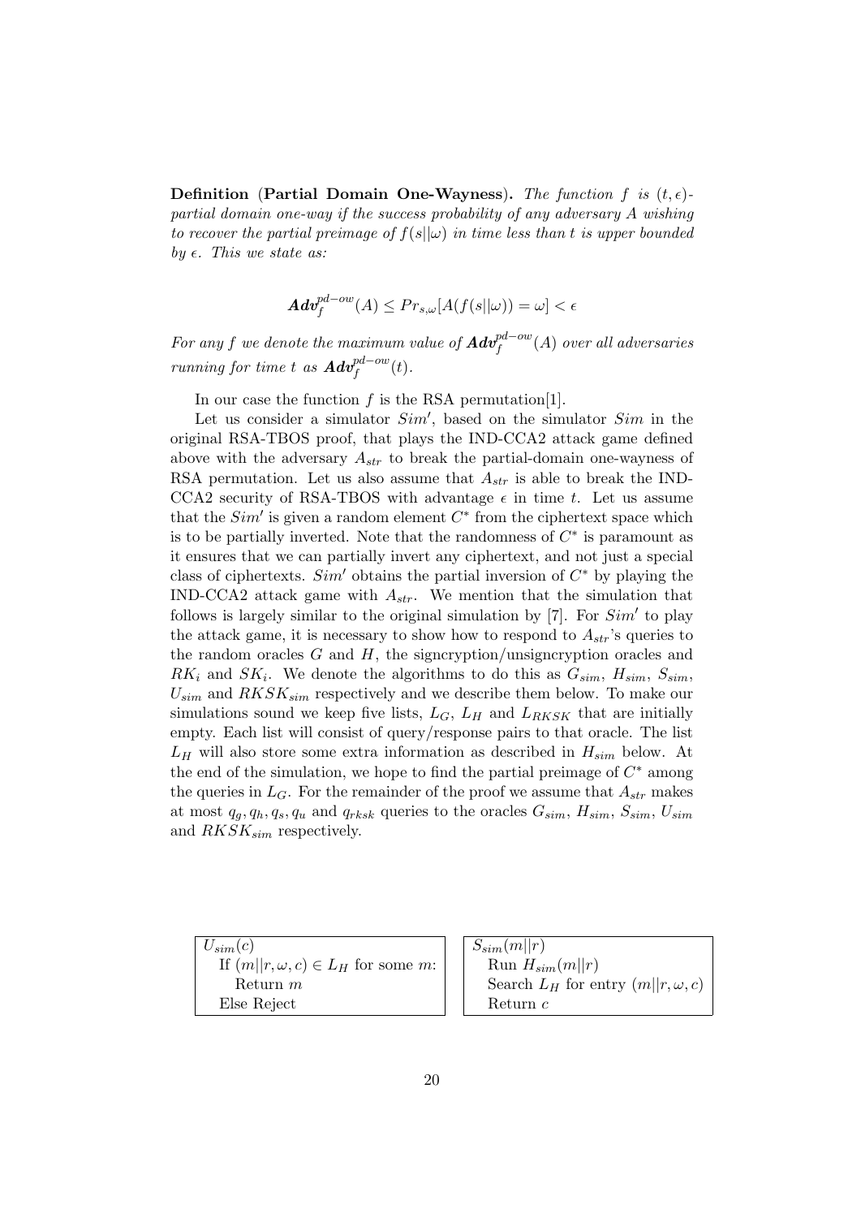**Definition** (**Partial Domain One-Wayness**). *The function $f$ is $(t, \epsilon)$-partial domain one-way if the success probability of any adversary $A$ wishing to recover the partial preimage of $f(s||\omega)$ in time less than $t$ is upper bounded by $\epsilon$. This we state as:*

$$\boldsymbol{Adv}_f^{pd-ow}(A) \leq Pr_{s,\omega}[A(f(s||\omega)) = \omega] < \epsilon$$

*For any $f$ we denote the maximum value of $\boldsymbol{Adv}_f^{pd-ow}(A)$ over all adversaries running for time $t$ as $\boldsymbol{Adv}_f^{pd-ow}(t)$.*

In our case the function $f$ is the RSA permutation[1].

Let us consider a simulator $Sim'$, based on the simulator $Sim$ in the original RSA-TBOS proof, that plays the IND-CCA2 attack game defined above with the adversary $A_{str}$ to break the partial-domain one-wayness of RSA permutation. Let us also assume that $A_{str}$ is able to break the IND-CCA2 security of RSA-TBOS with advantage $\epsilon$ in time $t$. Let us assume that the $Sim'$ is given a random element $C^*$ from the ciphertext space which is to be partially inverted. Note that the randomness of $C^*$ is paramount as it ensures that we can partially invert any ciphertext, and not just a special class of ciphertexts. $Sim'$ obtains the partial inversion of $C^*$ by playing the IND-CCA2 attack game with $A_{str}$. We mention that the simulation that follows is largely similar to the original simulation by [7]. For $Sim'$ to play the attack game, it is necessary to show how to respond to $A_{str}$'s queries to the random oracles $G$ and $H$, the signcryption/unsigncryption oracles and $RK_i$ and $SK_i$. We denote the algorithms to do this as $G_{sim}$, $H_{sim}$, $S_{sim}$, $U_{sim}$ and $RKSK_{sim}$ respectively and we describe them below. To make our simulations sound we keep five lists, $L_G$, $L_H$ and $L_{RKSK}$ that are initially empty. Each list will consist of query/response pairs to that oracle. The list $L_H$ will also store some extra information as described in $H_{sim}$ below. At the end of the simulation, we hope to find the partial preimage of $C^*$ among the queries in $L_G$. For the remainder of the proof we assume that $A_{str}$ makes at most $q_g, q_h, q_s, q_u$ and $q_{rksk}$ queries to the oracles $G_{sim}$, $H_{sim}$, $S_{sim}$, $U_{sim}$ and $RKSK_{sim}$ respectively.

```
U_sim(c)
  If (m||r, ω, c) ∈ L_H for some m:
    Return m
  Else Reject
```

```
S_sim(m||r)
  Run H_sim(m||r)
  Search L_H for entry (m||r, ω, c)
  Return c
```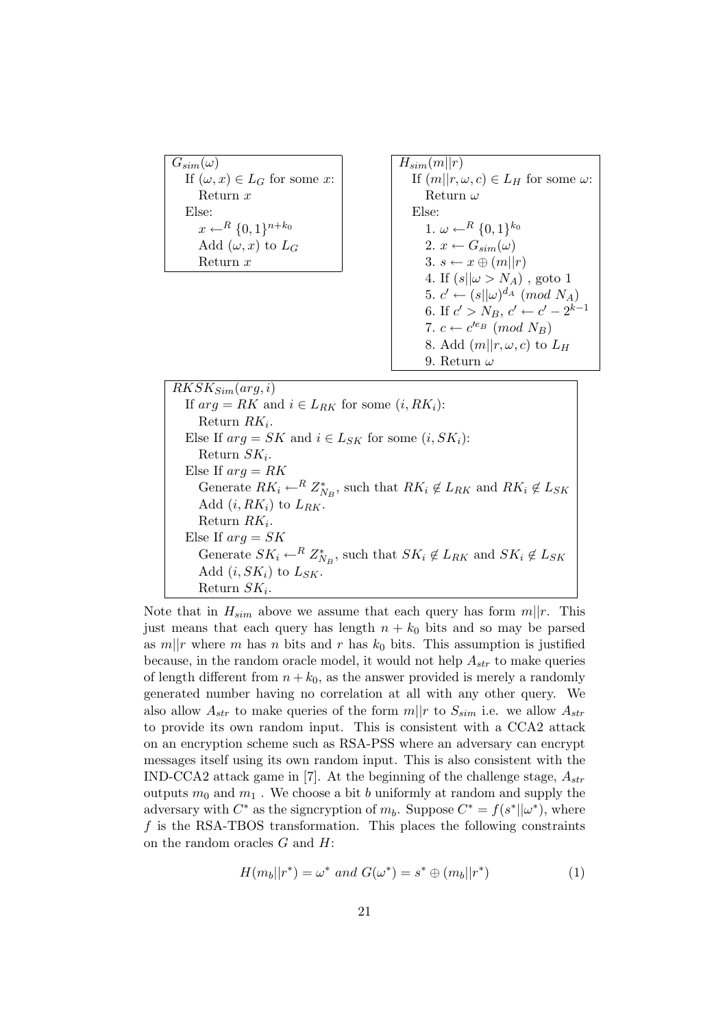```
G_sim(ω)
  If (ω, x) ∈ L_G for some x:
    Return x
  Else:
    x ←R {0,1}^(n+k0)
    Add (ω, x) to L_G
    Return x
```

```
H_sim(m||r)
  If (m||r, ω, c) ∈ L_H for some ω:
    Return ω
  Else:
    1. ω ←R {0,1}^k0
    2. x ← G_sim(ω)
    3. s ← x ⊕ (m||r)
    4. If (s||ω > N_A) , goto 1
    5. c' ← (s||ω)^(d_A) (mod N_A)
    6. If c' > N_B, c' ← c' − 2^(k−1)
    7. c ← c'^(e_B) (mod N_B)
    8. Add (m||r, ω, c) to L_H
    9. Return ω
```

```
RKSK_Sim(arg, i)
  If arg = RK and i ∈ L_RK for some (i, RK_i):
    Return RK_i.
  Else If arg = SK and i ∈ L_SK for some (i, SK_i):
    Return SK_i.
  Else If arg = RK
    Generate RK_i ←R Z*_(N_B), such that RK_i ∉ L_RK and RK_i ∉ L_SK
    Add (i, RK_i) to L_RK.
    Return RK_i.
  Else If arg = SK
    Generate SK_i ←R Z*_(N_B), such that SK_i ∉ L_RK and SK_i ∉ L_SK
    Add (i, SK_i) to L_SK.
    Return SK_i.
```

Note that in $H_{sim}$ above we assume that each query has form $m||r$. This just means that each query has length $n + k_0$ bits and so may be parsed as $m||r$ where $m$ has $n$ bits and $r$ has $k_0$ bits. This assumption is justified because, in the random oracle model, it would not help $A_{str}$ to make queries of length different from $n + k_0$, as the answer provided is merely a randomly generated number having no correlation at all with any other query. We also allow $A_{str}$ to make queries of the form $m||r$ to $S_{sim}$ i.e. we allow $A_{str}$ to provide its own random input. This is consistent with a CCA2 attack on an encryption scheme such as RSA-PSS where an adversary can encrypt messages itself using its own random input. This is also consistent with the IND-CCA2 attack game in [7]. At the beginning of the challenge stage, $A_{str}$ outputs $m_0$ and $m_1$ . We choose a bit $b$ uniformly at random and supply the adversary with $C^*$ as the signcryption of $m_b$. Suppose $C^* = f(s^*||\omega^*)$, where $f$ is the RSA-TBOS transformation. This places the following constraints on the random oracles $G$ and $H$:

$$H(m_b||r^*) = \omega^* \text{ and } G(\omega^*) = s^* \oplus (m_b||r^*) \tag{1}$$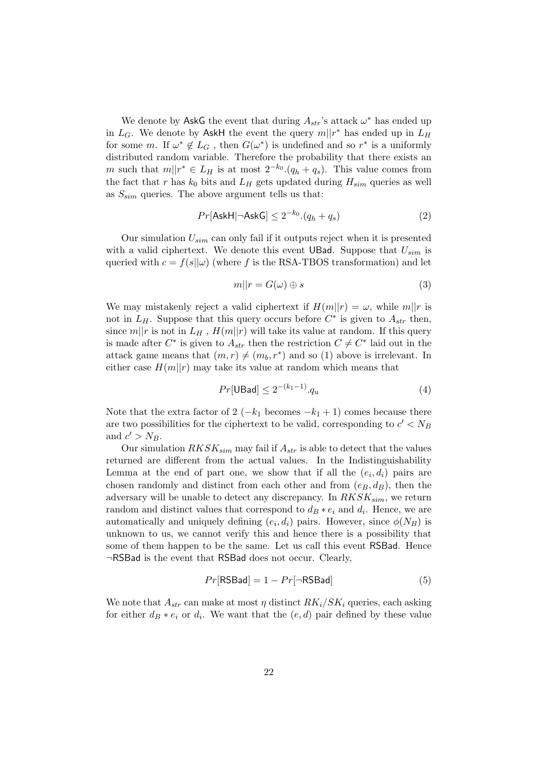We denote by $\mathsf{AskG}$ the event that during $A_{str}$'s attack $\omega^*$ has ended up in $L_G$. We denote by $\mathsf{AskH}$ the event the query $m||r^*$ has ended up in $L_H$ for some $m$. If $\omega^* \notin L_G$ , then $G(\omega^*)$ is undefined and so $r^*$ is a uniformly distributed random variable. Therefore the probability that there exists an $m$ such that $m||r^* \in L_H$ is at most $2^{-k_0}.(q_h + q_s)$. This value comes from the fact that $r$ has $k_0$ bits and $L_H$ gets updated during $H_{sim}$ queries as well as $S_{sim}$ queries. The above argument tells us that:

$$Pr[\mathsf{AskH}|\neg\mathsf{AskG}] \leq 2^{-k_0}.(q_h + q_s) \tag{2}$$

Our simulation $U_{sim}$ can only fail if it outputs reject when it is presented with a valid ciphertext. We denote this event $\mathsf{UBad}$. Suppose that $U_{sim}$ is queried with $c = f(s||\omega)$ (where $f$ is the RSA-TBOS transformation) and let

$$m||r = G(\omega) \oplus s \tag{3}$$

We may mistakenly reject a valid ciphertext if $H(m||r) = \omega$, while $m||r$ is not in $L_H$. Suppose that this query occurs before $C^*$ is given to $A_{str}$ then, since $m||r$ is not in $L_H$ , $H(m||r)$ will take its value at random. If this query is made after $C^*$ is given to $A_{str}$ then the restriction $C \neq C^*$ laid out in the attack game means that $(m, r) \neq (m_b, r^*)$ and so (1) above is irrelevant. In either case $H(m||r)$ may take its value at random which means that

$$Pr[\mathsf{UBad}] \leq 2^{-(k_1-1)}.q_u \tag{4}$$

Note that the extra factor of 2 ($-k_1$ becomes $-k_1 + 1$) comes because there are two possibilities for the ciphertext to be valid, corresponding to $c' < N_B$ and $c' > N_B$.

Our simulation $RKSK_{sim}$ may fail if $A_{str}$ is able to detect that the values returned are different from the actual values. In the Indistinguishability Lemma at the end of part one, we show that if all the $(e_i, d_i)$ pairs are chosen randomly and distinct from each other and from $(e_B, d_B)$, then the adversary will be unable to detect any discrepancy. In $RKSK_{sim}$, we return random and distinct values that correspond to $d_B * e_i$ and $d_i$. Hence, we are automatically and uniquely defining $(e_i, d_i)$ pairs. However, since $\phi(N_B)$ is unknown to us, we cannot verify this and hence there is a possibility that some of them happen to be the same. Let us call this event $\mathsf{RSBad}$. Hence $\neg\mathsf{RSBad}$ is the event that $\mathsf{RSBad}$ does not occur. Clearly,

$$Pr[\mathsf{RSBad}] = 1 - Pr[\neg\mathsf{RSBad}] \tag{5}$$

We note that $A_{str}$ can make at most $\eta$ distinct $RK_i/SK_i$ queries, each asking for either $d_B * e_i$ or $d_i$. We want that the $(e, d)$ pair defined by these value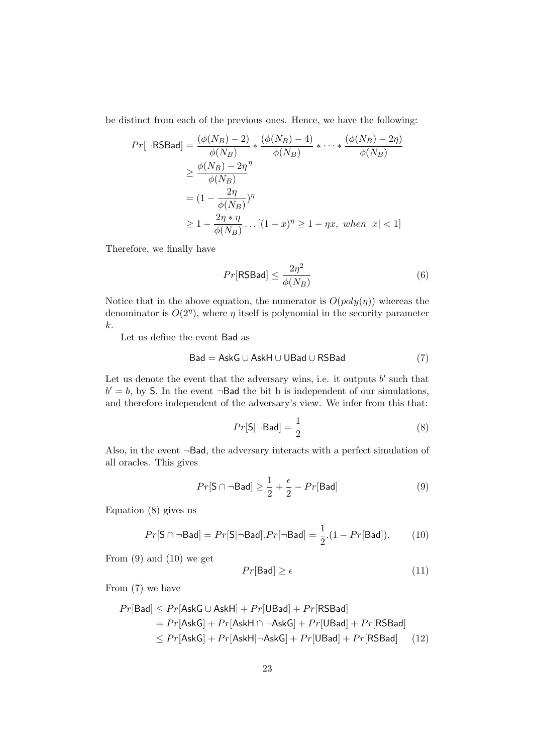be distinct from each of the previous ones. Hence, we have the following:

$$
\begin{aligned}
Pr[\neg \mathsf{RSBad}] &= \frac{(\phi(N_B)-2)}{\phi(N_B)} * \frac{(\phi(N_B)-4)}{\phi(N_B)} * \cdots * \frac{(\phi(N_B)-2\eta)}{\phi(N_B)} \\
&\geq \frac{\phi(N_B)-2\eta}{\phi(N_B)}^{\eta} \\
&= (1-\frac{2\eta}{\phi(N_B)})^{\eta} \\
&\geq 1-\frac{2\eta*\eta}{\phi(N_B)} \ldots [(1-x)^{\eta} \geq 1-\eta x,\ when\ |x|<1]
\end{aligned}
$$

Therefore, we finally have

$$
Pr[\mathsf{RSBad}] \leq \frac{2\eta^2}{\phi(N_B)} \tag{6}
$$

Notice that in the above equation, the numerator is $O(poly(\eta))$ whereas the denominator is $O(2^{\eta})$, where $\eta$ itself is polynomial in the security parameter $k$.

Let us define the event $\mathsf{Bad}$ as

$$
\mathsf{Bad} = \mathsf{AskG} \cup \mathsf{AskH} \cup \mathsf{UBad} \cup \mathsf{RSBad} \tag{7}
$$

Let us denote the event that the adversary wins, i.e. it outputs $b'$ such that $b' = b$, by $\mathsf{S}$. In the event $\neg\mathsf{Bad}$ the bit b is independent of our simulations, and therefore independent of the adversary's view. We infer from this that:

$$
Pr[\mathsf{S}|\neg\mathsf{Bad}] = \frac{1}{2} \tag{8}
$$

Also, in the event $\neg\mathsf{Bad}$, the adversary interacts with a perfect simulation of all oracles. This gives

$$
Pr[\mathsf{S} \cap \neg\mathsf{Bad}] \geq \frac{1}{2} + \frac{\epsilon}{2} - Pr[\mathsf{Bad}] \tag{9}
$$

Equation (8) gives us

$$
Pr[\mathsf{S} \cap \neg\mathsf{Bad}] = Pr[\mathsf{S}|\neg\mathsf{Bad}].Pr[\neg\mathsf{Bad}] = \frac{1}{2}.(1-Pr[\mathsf{Bad}]). \tag{10}
$$

From (9) and (10) we get

$$
Pr[\mathsf{Bad}] \geq \epsilon \tag{11}
$$

From (7) we have

$$
\begin{aligned}
Pr[\mathsf{Bad}] &\leq Pr[\mathsf{AskG} \cup \mathsf{AskH}] + Pr[\mathsf{UBad}] + Pr[\mathsf{RSBad}] \\
&= Pr[\mathsf{AskG}] + Pr[\mathsf{AskH} \cap \neg\mathsf{AskG}] + Pr[\mathsf{UBad}] + Pr[\mathsf{RSBad}] \\
&\leq Pr[\mathsf{AskG}] + Pr[\mathsf{AskH}|\neg\mathsf{AskG}] + Pr[\mathsf{UBad}] + Pr[\mathsf{RSBad}] \qquad (12)
\end{aligned}
$$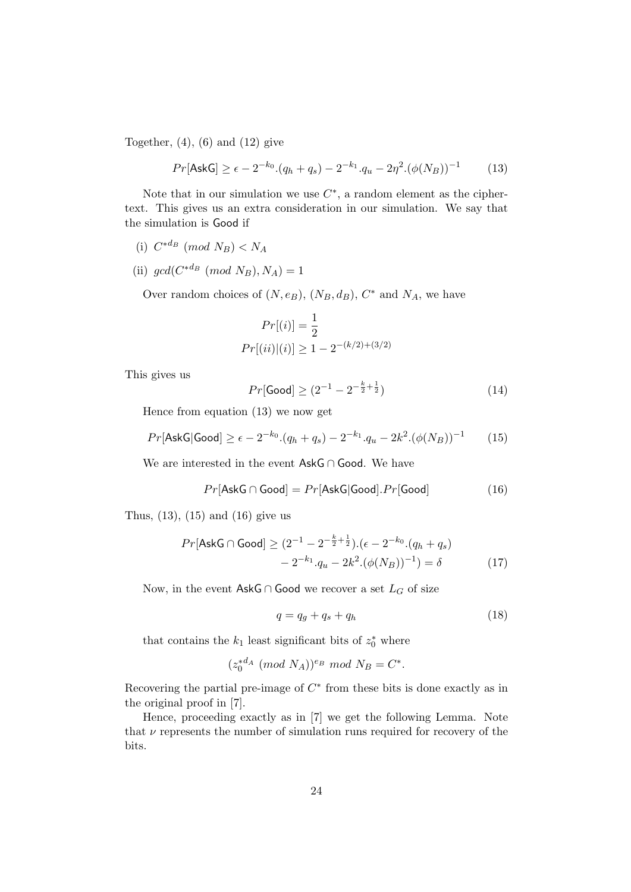Together, (4), (6) and (12) give

$$Pr[\mathsf{AskG}] \geq \epsilon - 2^{-k_0}.(q_h + q_s) - 2^{-k_1}.q_u - 2\eta^2.(\phi(N_B))^{-1} \tag{13}$$

Note that in our simulation we use $C^*$, a random element as the ciphertext. This gives us an extra consideration in our simulation. We say that the simulation is $\mathsf{Good}$ if

(i) $C^{*d_B} \ (mod\ N_B) < N_A$

(ii) $gcd(C^{*d_B} \ (mod\ N_B), N_A) = 1$

Over random choices of $(N, e_B)$, $(N_B, d_B)$, $C^*$ and $N_A$, we have

$$Pr[(i)] = \frac{1}{2}$$
$$Pr[(ii)|(i)] \geq 1 - 2^{-(k/2)+(3/2)}$$

This gives us

$$Pr[\mathsf{Good}] \geq (2^{-1} - 2^{-\frac{k}{2}+\frac{1}{2}}) \tag{14}$$

Hence from equation (13) we now get

$$Pr[\mathsf{AskG}|\mathsf{Good}] \geq \epsilon - 2^{-k_0}.(q_h + q_s) - 2^{-k_1}.q_u - 2k^2.(\phi(N_B))^{-1} \tag{15}$$

We are interested in the event $\mathsf{AskG} \cap \mathsf{Good}$. We have

$$Pr[\mathsf{AskG} \cap \mathsf{Good}] = Pr[\mathsf{AskG}|\mathsf{Good}].Pr[\mathsf{Good}] \tag{16}$$

Thus, (13), (15) and (16) give us

$$\begin{aligned} Pr[\mathsf{AskG} \cap \mathsf{Good}] \geq (2^{-1} - 2^{-\frac{k}{2}+\frac{1}{2}}).(\epsilon - 2^{-k_0}.(q_h + q_s) \\ - 2^{-k_1}.q_u - 2k^2.(\phi(N_B))^{-1}) = \delta \end{aligned} \tag{17}$$

Now, in the event $\mathsf{AskG} \cap \mathsf{Good}$ we recover a set $L_G$ of size

$$q = q_g + q_s + q_h \tag{18}$$

that contains the $k_1$ least significant bits of $z_0^*$ where

$$(z_0^{*d_A} \ (mod\ N_A))^{e_B} \ mod\ N_B = C^*.$$

Recovering the partial pre-image of $C^*$ from these bits is done exactly as in the original proof in [7].

Hence, proceeding exactly as in [7] we get the following Lemma. Note that $\nu$ represents the number of simulation runs required for recovery of the bits.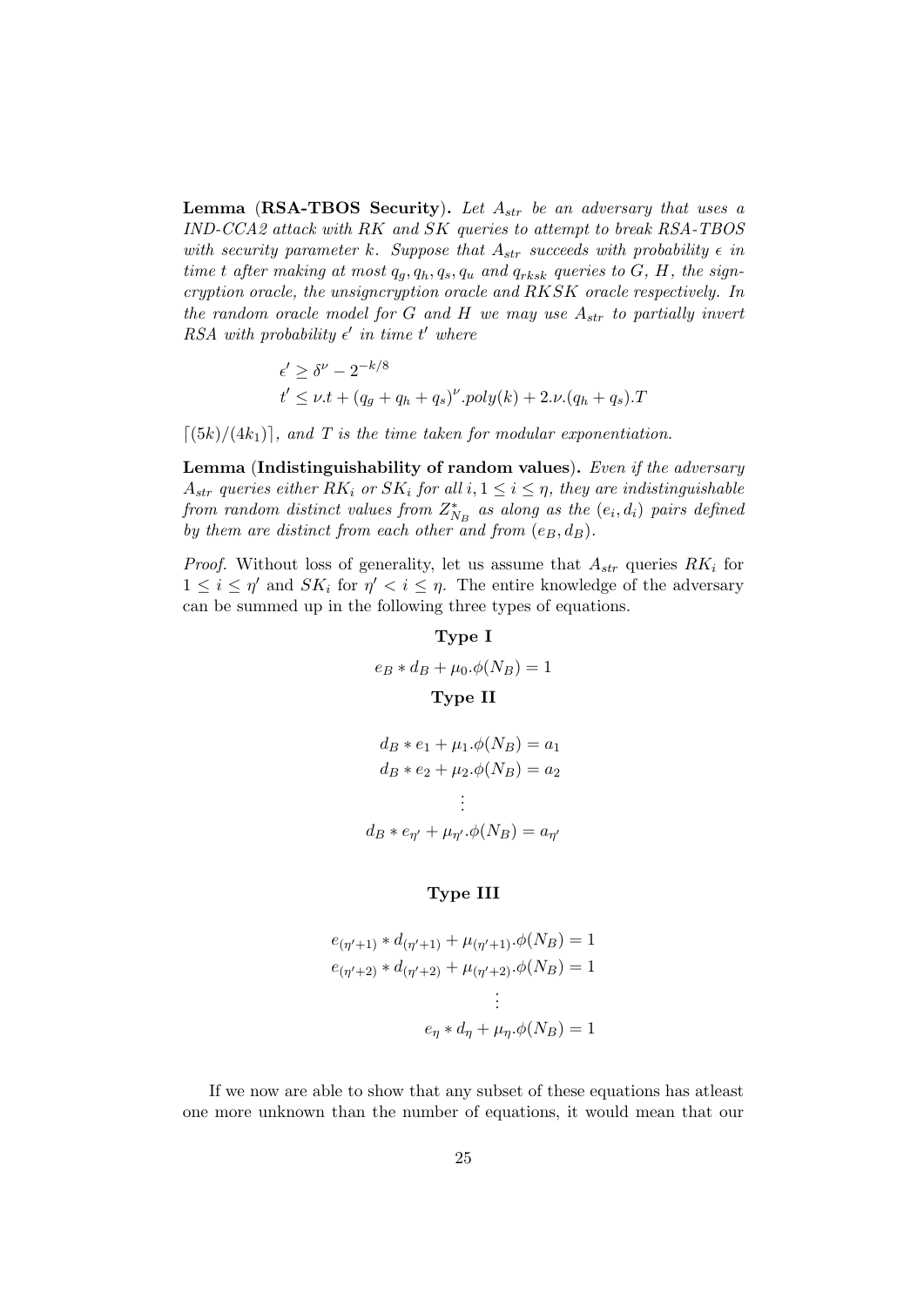**Lemma** (**RSA-TBOS Security**). *Let $A_{str}$ be an adversary that uses a IND-CCA2 attack with RK and SK queries to attempt to break RSA-TBOS with security parameter k. Suppose that $A_{str}$ succeeds with probability $\epsilon$ in time t after making at most $q_g, q_h, q_s, q_u$ and $q_{rksk}$ queries to G, H, the signcryption oracle, the unsigncryption oracle and RKSK oracle respectively. In the random oracle model for G and H we may use $A_{str}$ to partially invert RSA with probability $\epsilon'$ in time $t'$ where*

$$\epsilon' \geq \delta^{\nu} - 2^{-k/8}$$
$$t' \leq \nu.t + (q_g + q_h + q_s)^{\nu}.poly(k) + 2.\nu.(q_h + q_s).T$$

$\lceil (5k)/(4k_1) \rceil$*, and T is the time taken for modular exponentiation.*

**Lemma** (**Indistinguishability of random values**). *Even if the adversary $A_{str}$ queries either $RK_i$ or $SK_i$ for all $i, 1 \leq i \leq \eta$, they are indistinguishable from random distinct values from $Z^*_{N_B}$ as along as the $(e_i, d_i)$ pairs defined by them are distinct from each other and from $(e_B, d_B)$.*

*Proof.* Without loss of generality, let us assume that $A_{str}$ queries $RK_i$ for $1 \leq i \leq \eta'$ and $SK_i$ for $\eta' < i \leq \eta$. The entire knowledge of the adversary can be summed up in the following three types of equations.

**Type I**

$$e_B * d_B + \mu_0.\phi(N_B) = 1$$

**Type II**

$$d_B * e_1 + \mu_1.\phi(N_B) = a_1$$
$$d_B * e_2 + \mu_2.\phi(N_B) = a_2$$
$$\vdots$$
$$d_B * e_{\eta'} + \mu_{\eta'}.\phi(N_B) = a_{\eta'}$$

**Type III**

$$e_{(\eta'+1)} * d_{(\eta'+1)} + \mu_{(\eta'+1)}.\phi(N_B) = 1$$
$$e_{(\eta'+2)} * d_{(\eta'+2)} + \mu_{(\eta'+2)}.\phi(N_B) = 1$$
$$\vdots$$
$$e_{\eta} * d_{\eta} + \mu_{\eta}.\phi(N_B) = 1$$

If we now are able to show that any subset of these equations has atleast one more unknown than the number of equations, it would mean that our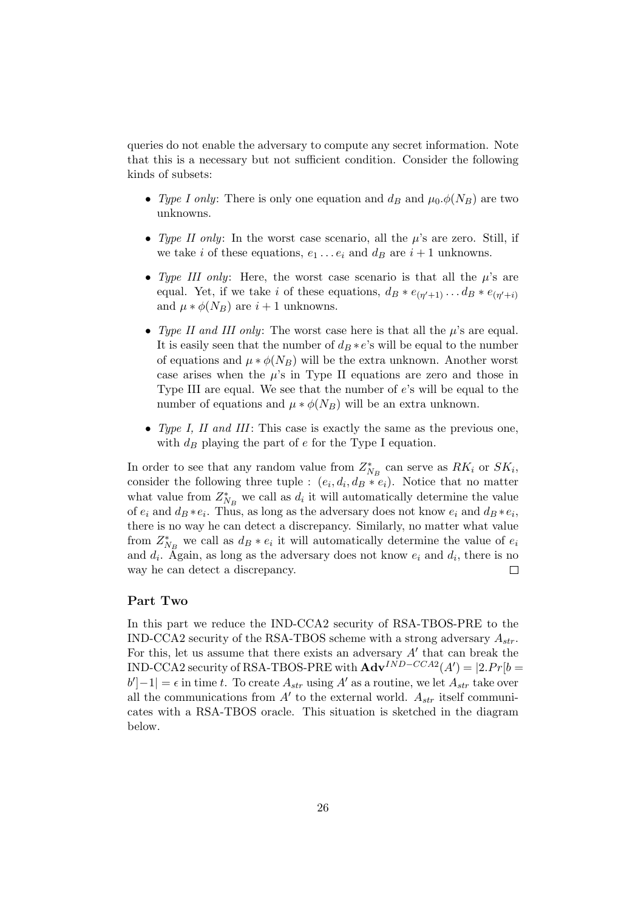queries do not enable the adversary to compute any secret information. Note that this is a necessary but not sufficient condition. Consider the following kinds of subsets:

- *Type I only*: There is only one equation and $d_B$ and $\mu_0.\phi(N_B)$ are two unknowns.
- *Type II only*: In the worst case scenario, all the $\mu$'s are zero. Still, if we take $i$ of these equations, $e_1 \ldots e_i$ and $d_B$ are $i+1$ unknowns.
- *Type III only*: Here, the worst case scenario is that all the $\mu$'s are equal. Yet, if we take $i$ of these equations, $d_B * e_{(\eta'+1)} \ldots d_B * e_{(\eta'+i)}$ and $\mu * \phi(N_B)$ are $i+1$ unknowns.
- *Type II and III only*: The worst case here is that all the $\mu$'s are equal. It is easily seen that the number of $d_B * e$'s will be equal to the number of equations and $\mu * \phi(N_B)$ will be the extra unknown. Another worst case arises when the $\mu$'s in Type II equations are zero and those in Type III are equal. We see that the number of $e$'s will be equal to the number of equations and $\mu * \phi(N_B)$ will be an extra unknown.
- *Type I, II and III*: This case is exactly the same as the previous one, with $d_B$ playing the part of $e$ for the Type I equation.

In order to see that any random value from $Z^*_{N_B}$ can serve as $RK_i$ or $SK_i$, consider the following three tuple : $(e_i, d_i, d_B * e_i)$. Notice that no matter what value from $Z^*_{N_B}$ we call as $d_i$ it will automatically determine the value of $e_i$ and $d_B * e_i$. Thus, as long as the adversary does not know $e_i$ and $d_B * e_i$, there is no way he can detect a discrepancy. Similarly, no matter what value from $Z^*_{N_B}$ we call as $d_B * e_i$ it will automatically determine the value of $e_i$ and $d_i$. Again, as long as the adversary does not know $e_i$ and $d_i$, there is no way he can detect a discrepancy. $\square$

### Part Two

In this part we reduce the IND-CCA2 security of RSA-TBOS-PRE to the IND-CCA2 security of the RSA-TBOS scheme with a strong adversary $A_{str}$. For this, let us assume that there exists an adversary $A'$ that can break the IND-CCA2 security of RSA-TBOS-PRE with $\mathbf{Adv}^{IND-CCA2}(A') = |2.Pr[b = b'] - 1| = \epsilon$ in time $t$. To create $A_{str}$ using $A'$ as a routine, we let $A_{str}$ take over all the communications from $A'$ to the external world. $A_{str}$ itself communicates with a RSA-TBOS oracle. This situation is sketched in the diagram below.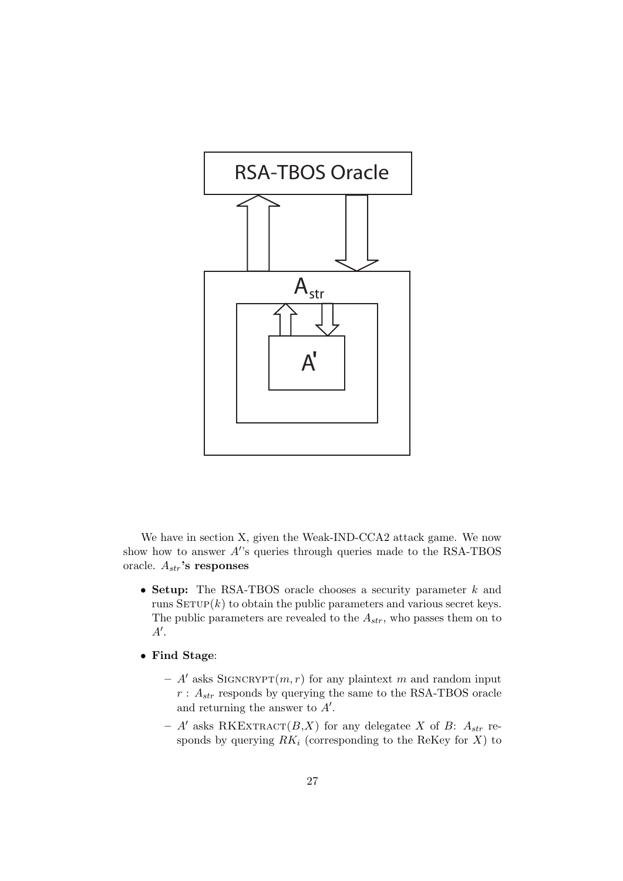We have in section X, given the Weak-IND-CCA2 attack game. We now show how to answer $A'$'s queries through queries made to the RSA-TBOS oracle. **$A_{str}$'s responses**

- **Setup:** The RSA-TBOS oracle chooses a security parameter $k$ and runs SETUP($k$) to obtain the public parameters and various secret keys. The public parameters are revealed to the $A_{str}$, who passes them on to $A'$.
- **Find Stage**:
  - $A'$ asks SIGNCRYPT($m, r$) for any plaintext $m$ and random input $r$ : $A_{str}$ responds by querying the same to the RSA-TBOS oracle and returning the answer to $A'$.
  - $A'$ asks RKEXTRACT($B$,$X$) for any delegatee $X$ of $B$: $A_{str}$ responds by querying $RK_i$ (corresponding to the ReKey for $X$) to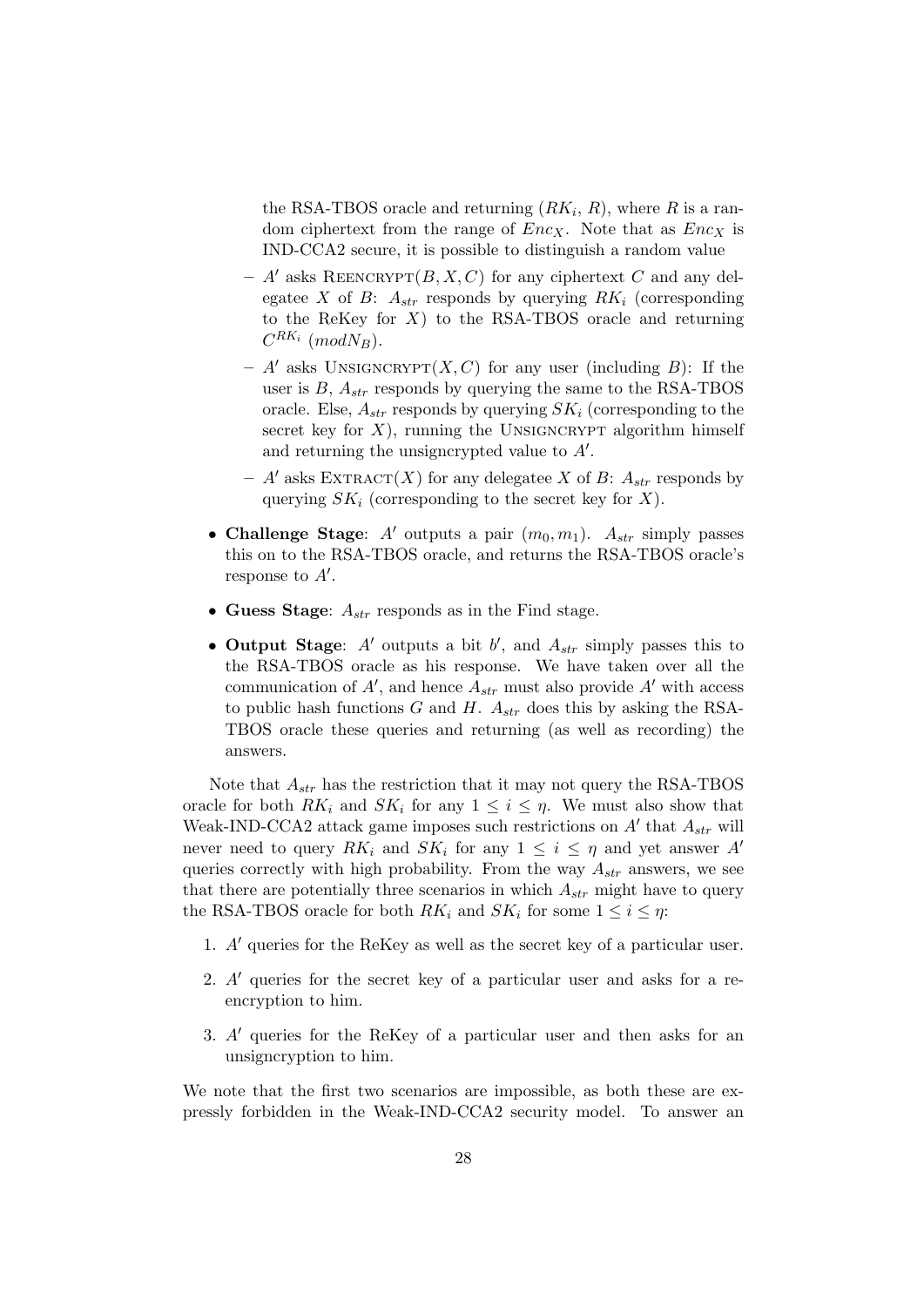the RSA-TBOS oracle and returning ($RK_i$, $R$), where $R$ is a random ciphertext from the range of $Enc_X$. Note that as $Enc_X$ is IND-CCA2 secure, it is possible to distinguish a random value

- $A'$ asks REENCRYPT$(B, X, C)$ for any ciphertext $C$ and any delegatee $X$ of $B$: $A_{str}$ responds by querying $RK_i$ (corresponding to the ReKey for $X$) to the RSA-TBOS oracle and returning $C^{RK_i}$ $(mod N_B)$.
- $A'$ asks UNSIGNCRYPT$(X, C)$ for any user (including $B$): If the user is $B$, $A_{str}$ responds by querying the same to the RSA-TBOS oracle. Else, $A_{str}$ responds by querying $SK_i$ (corresponding to the secret key for $X$), running the UNSIGNCRYPT algorithm himself and returning the unsigncrypted value to $A'$.
- $A'$ asks EXTRACT$(X)$ for any delegatee $X$ of $B$: $A_{str}$ responds by querying $SK_i$ (corresponding to the secret key for $X$).

- **Challenge Stage**: $A'$ outputs a pair $(m_0, m_1)$. $A_{str}$ simply passes this on to the RSA-TBOS oracle, and returns the RSA-TBOS oracle's response to $A'$.
- **Guess Stage**: $A_{str}$ responds as in the Find stage.
- **Output Stage**: $A'$ outputs a bit $b'$, and $A_{str}$ simply passes this to the RSA-TBOS oracle as his response. We have taken over all the communication of $A'$, and hence $A_{str}$ must also provide $A'$ with access to public hash functions $G$ and $H$. $A_{str}$ does this by asking the RSA-TBOS oracle these queries and returning (as well as recording) the answers.

Note that $A_{str}$ has the restriction that it may not query the RSA-TBOS oracle for both $RK_i$ and $SK_i$ for any $1 \leq i \leq \eta$. We must also show that Weak-IND-CCA2 attack game imposes such restrictions on $A'$ that $A_{str}$ will never need to query $RK_i$ and $SK_i$ for any $1 \leq i \leq \eta$ and yet answer $A'$ queries correctly with high probability. From the way $A_{str}$ answers, we see that there are potentially three scenarios in which $A_{str}$ might have to query the RSA-TBOS oracle for both $RK_i$ and $SK_i$ for some $1 \leq i \leq \eta$:

1. $A'$ queries for the ReKey as well as the secret key of a particular user.
2. $A'$ queries for the secret key of a particular user and asks for a re-encryption to him.
3. $A'$ queries for the ReKey of a particular user and then asks for an unsigncryption to him.

We note that the first two scenarios are impossible, as both these are expressly forbidden in the Weak-IND-CCA2 security model. To answer an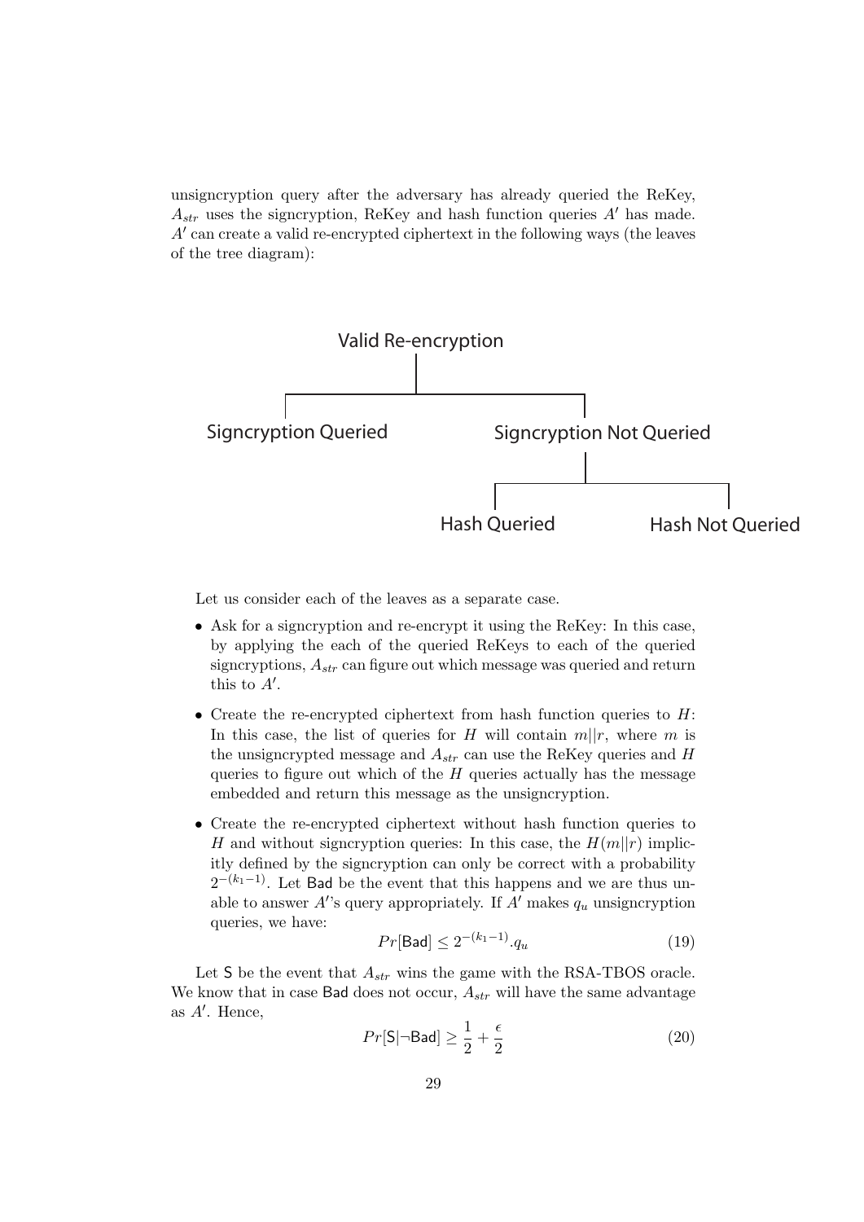unsigncryption query after the adversary has already queried the ReKey, $A_{str}$ uses the signcryption, ReKey and hash function queries $A'$ has made. $A'$ can create a valid re-encrypted ciphertext in the following ways (the leaves of the tree diagram):

Valid Re-encryption

Signcryption Queried | Signcryption Not Queried

Hash Queried | Hash Not Queried

Let us consider each of the leaves as a separate case.

- Ask for a signcryption and re-encrypt it using the ReKey: In this case, by applying the each of the queried ReKeys to each of the queried signcryptions, $A_{str}$ can figure out which message was queried and return this to $A'$.
- Create the re-encrypted ciphertext from hash function queries to $H$: In this case, the list of queries for $H$ will contain $m||r$, where $m$ is the unsigncrypted message and $A_{str}$ can use the ReKey queries and $H$ queries to figure out which of the $H$ queries actually has the message embedded and return this message as the unsigncryption.
- Create the re-encrypted ciphertext without hash function queries to $H$ and without signcryption queries: In this case, the $H(m||r)$ implicitly defined by the signcryption can only be correct with a probability $2^{-(k_1-1)}$. Let Bad be the event that this happens and we are thus unable to answer $A'$'s query appropriately. If $A'$ makes $q_u$ unsigncryption queries, we have:

$$Pr[\mathsf{Bad}] \leq 2^{-(k_1-1)}.q_u \tag{19}$$

Let S be the event that $A_{str}$ wins the game with the RSA-TBOS oracle. We know that in case Bad does not occur, $A_{str}$ will have the same advantage as $A'$. Hence,

$$Pr[\mathsf{S}|\neg\mathsf{Bad}] \geq \frac{1}{2} + \frac{\epsilon}{2} \tag{20}$$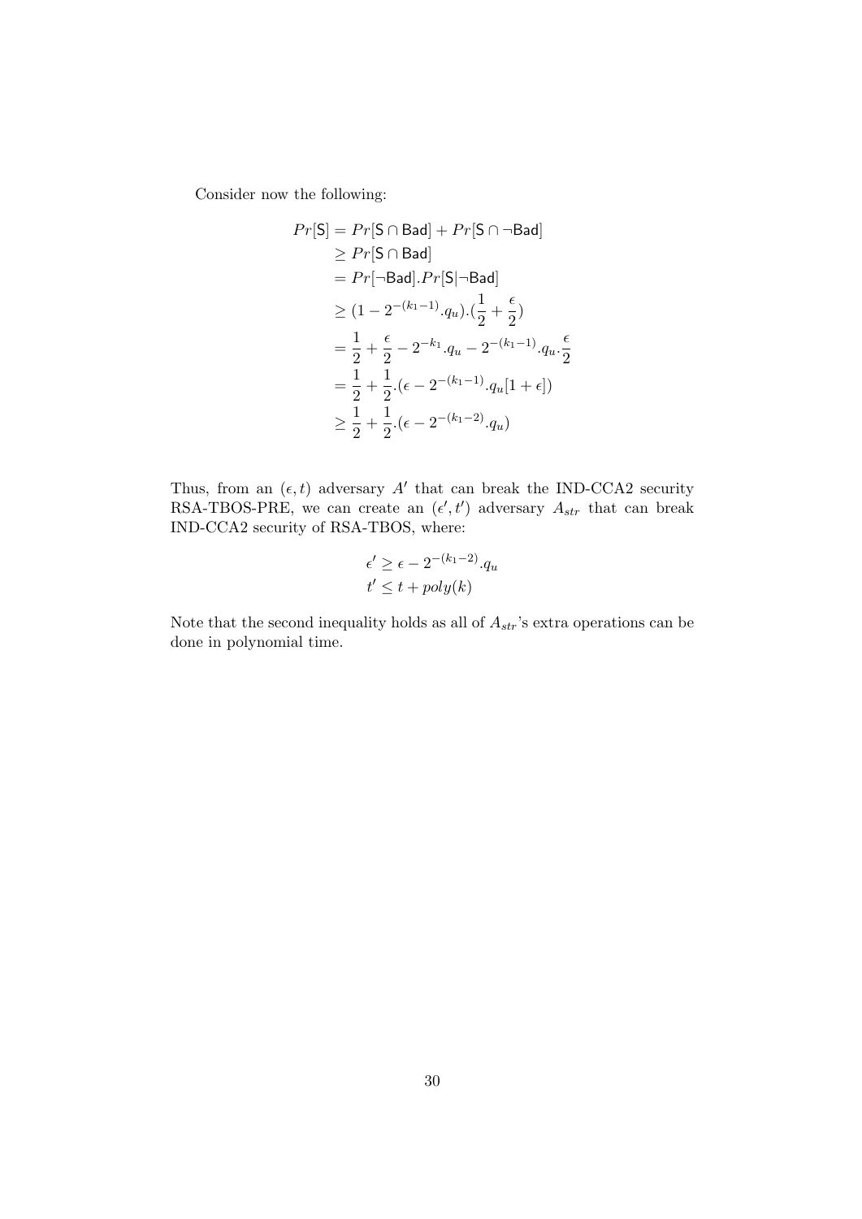Consider now the following:

$$
\begin{aligned}
Pr[\mathsf{S}] &= Pr[\mathsf{S} \cap \mathsf{Bad}] + Pr[\mathsf{S} \cap \neg\mathsf{Bad}] \\
&\geq Pr[\mathsf{S} \cap \mathsf{Bad}] \\
&= Pr[\neg\mathsf{Bad}].Pr[\mathsf{S}|\neg\mathsf{Bad}] \\
&\geq (1 - 2^{-(k_1-1)}.q_u).(\frac{1}{2} + \frac{\epsilon}{2}) \\
&= \frac{1}{2} + \frac{\epsilon}{2} - 2^{-k_1}.q_u - 2^{-(k_1-1)}.q_u.\frac{\epsilon}{2} \\
&= \frac{1}{2} + \frac{1}{2}.(\epsilon - 2^{-(k_1-1)}.q_u[1 + \epsilon]) \\
&\geq \frac{1}{2} + \frac{1}{2}.(\epsilon - 2^{-(k_1-2)}.q_u)
\end{aligned}
$$

Thus, from an $(\epsilon, t)$ adversary $A'$ that can break the IND-CCA2 security RSA-TBOS-PRE, we can create an $(\epsilon', t')$ adversary $A_{str}$ that can break IND-CCA2 security of RSA-TBOS, where:

$$
\begin{aligned}
\epsilon' &\geq \epsilon - 2^{-(k_1-2)}.q_u \\
t' &\leq t + poly(k)
\end{aligned}
$$

Note that the second inequality holds as all of $A_{str}$'s extra operations can be done in polynomial time.